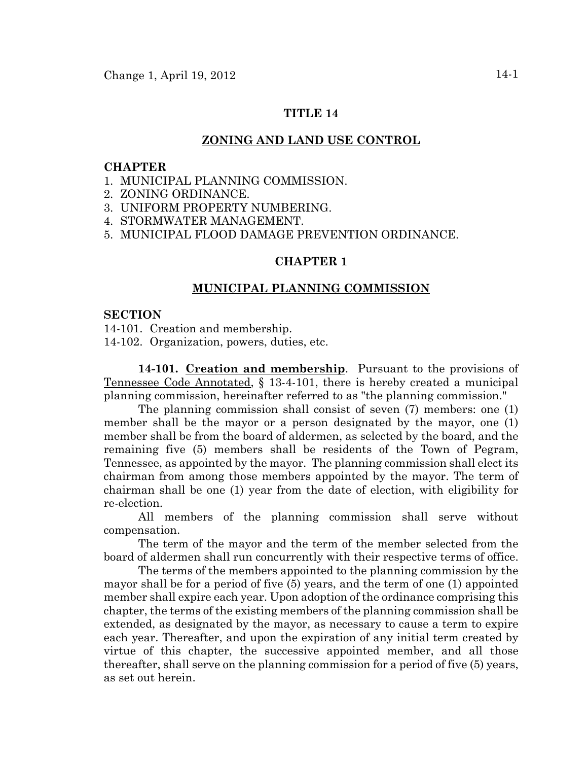# TITLE 14

## ZONING AND LAND USE CONTROL

**CHAPTER**

1. MUNICIPAL PLANNING COMMISSION.
2. ZONING ORDINANCE.
3. UNIFORM PROPERTY NUMBERING.
4. STORMWATER MANAGEMENT.
5. MUNICIPAL FLOOD DAMAGE PREVENTION ORDINANCE.

## CHAPTER 1

## MUNICIPAL PLANNING COMMISSION

**SECTION**

14-101. Creation and membership.
14-102. Organization, powers, duties, etc.

**14-101. Creation and membership**. Pursuant to the provisions of Tennessee Code Annotated, § 13-4-101, there is hereby created a municipal planning commission, hereinafter referred to as "the planning commission."

The planning commission shall consist of seven (7) members: one (1) member shall be the mayor or a person designated by the mayor, one (1) member shall be from the board of aldermen, as selected by the board, and the remaining five (5) members shall be residents of the Town of Pegram, Tennessee, as appointed by the mayor. The planning commission shall elect its chairman from among those members appointed by the mayor. The term of chairman shall be one (1) year from the date of election, with eligibility for re-election.

All members of the planning commission shall serve without compensation.

The term of the mayor and the term of the member selected from the board of aldermen shall run concurrently with their respective terms of office.

The terms of the members appointed to the planning commission by the mayor shall be for a period of five (5) years, and the term of one (1) appointed member shall expire each year. Upon adoption of the ordinance comprising this chapter, the terms of the existing members of the planning commission shall be extended, as designated by the mayor, as necessary to cause a term to expire each year. Thereafter, and upon the expiration of any initial term created by virtue of this chapter, the successive appointed member, and all those thereafter, shall serve on the planning commission for a period of five (5) years, as set out herein.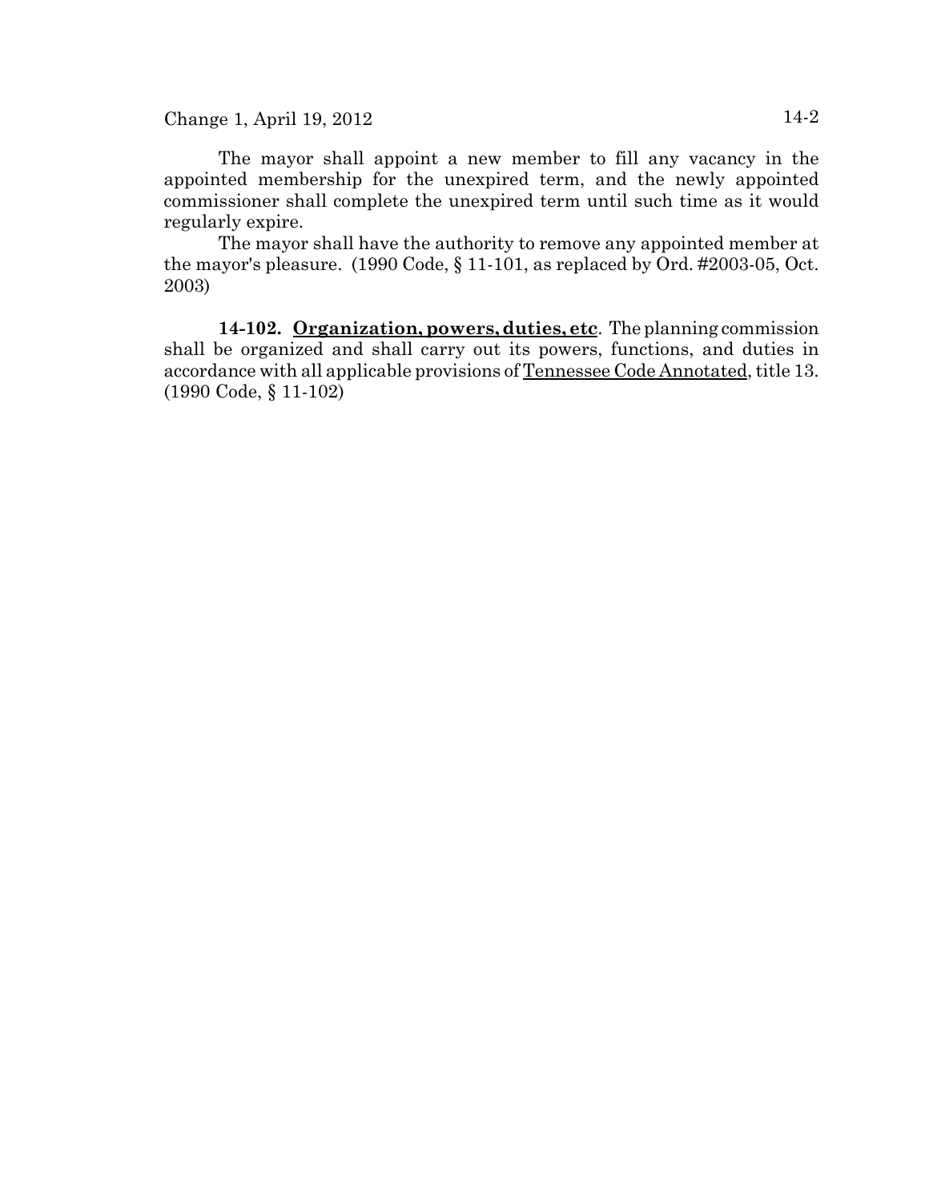The mayor shall appoint a new member to fill any vacancy in the appointed membership for the unexpired term, and the newly appointed commissioner shall complete the unexpired term until such time as it would regularly expire.

The mayor shall have the authority to remove any appointed member at the mayor's pleasure. (1990 Code, § 11-101, as replaced by Ord. #2003-05, Oct. 2003)

**14-102. Organization, powers, duties, etc**. The planning commission shall be organized and shall carry out its powers, functions, and duties in accordance with all applicable provisions of Tennessee Code Annotated, title 13. (1990 Code, § 11-102)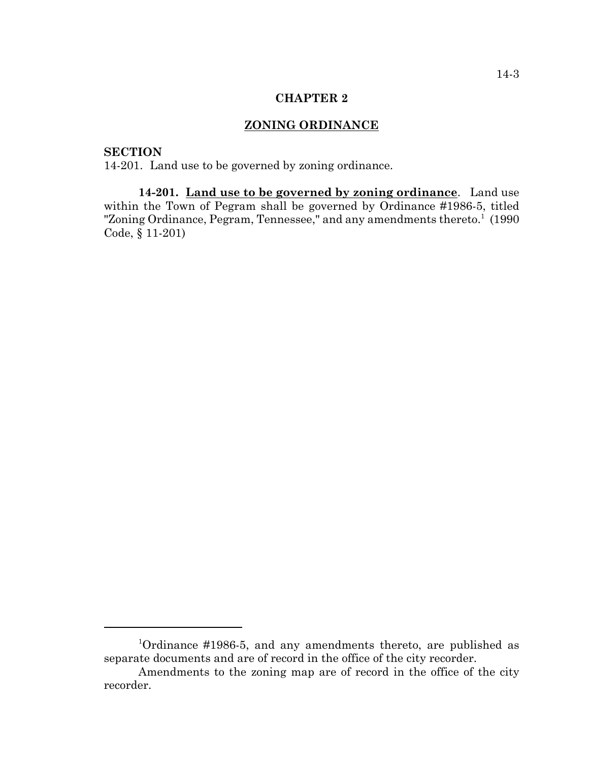## CHAPTER 2

## ZONING ORDINANCE

**SECTION**

14-201. Land use to be governed by zoning ordinance.

**14-201. Land use to be governed by zoning ordinance**. Land use within the Town of Pegram shall be governed by Ordinance #1986-5, titled "Zoning Ordinance, Pegram, Tennessee," and any amendments thereto.[1] (1990 Code, § 11-201)

---

[1]Ordinance #1986-5, and any amendments thereto, are published as separate documents and are of record in the office of the city recorder.

Amendments to the zoning map are of record in the office of the city recorder.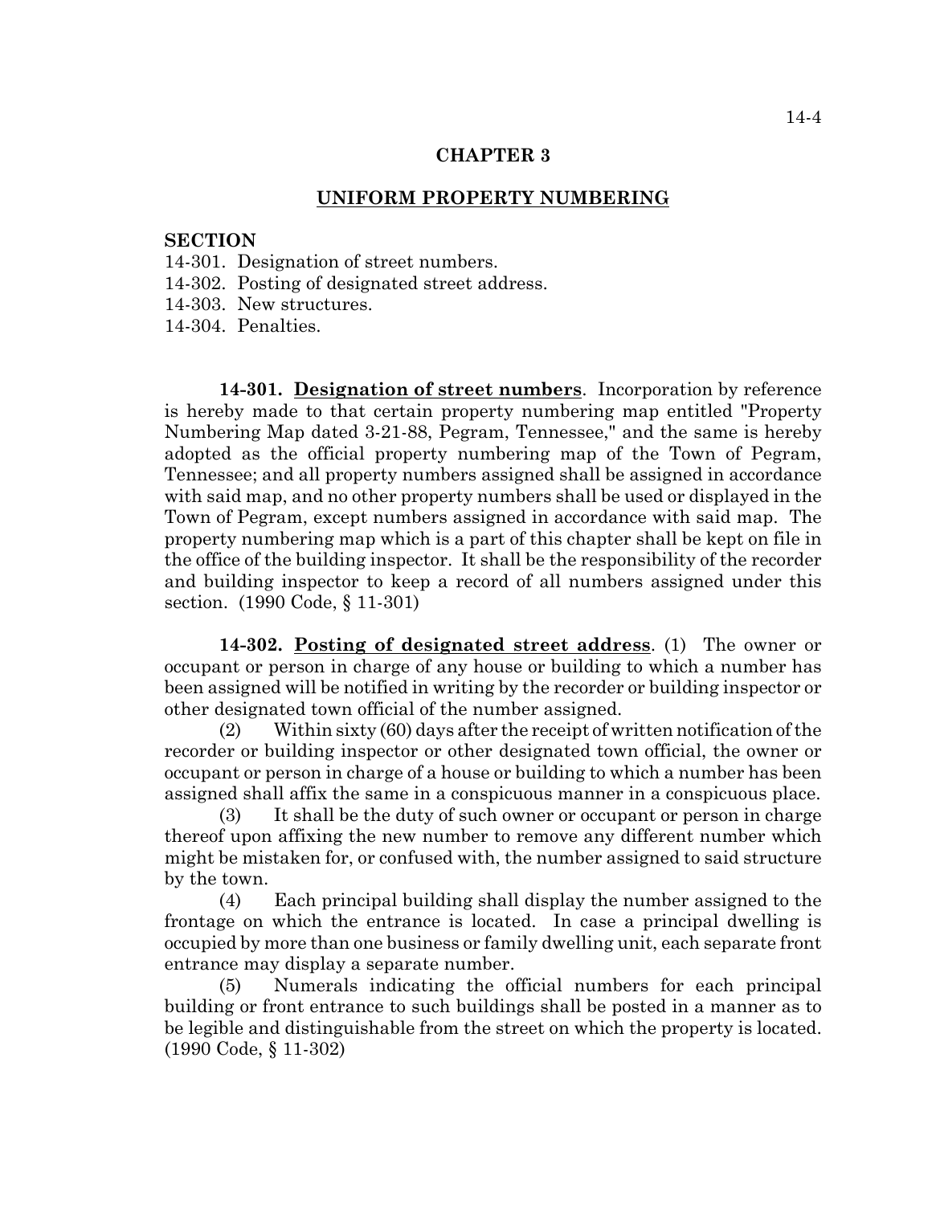# CHAPTER 3

## UNIFORM PROPERTY NUMBERING

**SECTION**

14-301. Designation of street numbers.
14-302. Posting of designated street address.
14-303. New structures.
14-304. Penalties.

**14-301. Designation of street numbers**. Incorporation by reference is hereby made to that certain property numbering map entitled "Property Numbering Map dated 3-21-88, Pegram, Tennessee," and the same is hereby adopted as the official property numbering map of the Town of Pegram, Tennessee; and all property numbers assigned shall be assigned in accordance with said map, and no other property numbers shall be used or displayed in the Town of Pegram, except numbers assigned in accordance with said map. The property numbering map which is a part of this chapter shall be kept on file in the office of the building inspector. It shall be the responsibility of the recorder and building inspector to keep a record of all numbers assigned under this section. (1990 Code, § 11-301)

**14-302. Posting of designated street address**. (1) The owner or occupant or person in charge of any house or building to which a number has been assigned will be notified in writing by the recorder or building inspector or other designated town official of the number assigned.

(2) Within sixty (60) days after the receipt of written notification of the recorder or building inspector or other designated town official, the owner or occupant or person in charge of a house or building to which a number has been assigned shall affix the same in a conspicuous manner in a conspicuous place.

(3) It shall be the duty of such owner or occupant or person in charge thereof upon affixing the new number to remove any different number which might be mistaken for, or confused with, the number assigned to said structure by the town.

(4) Each principal building shall display the number assigned to the frontage on which the entrance is located. In case a principal dwelling is occupied by more than one business or family dwelling unit, each separate front entrance may display a separate number.

(5) Numerals indicating the official numbers for each principal building or front entrance to such buildings shall be posted in a manner as to be legible and distinguishable from the street on which the property is located. (1990 Code, § 11-302)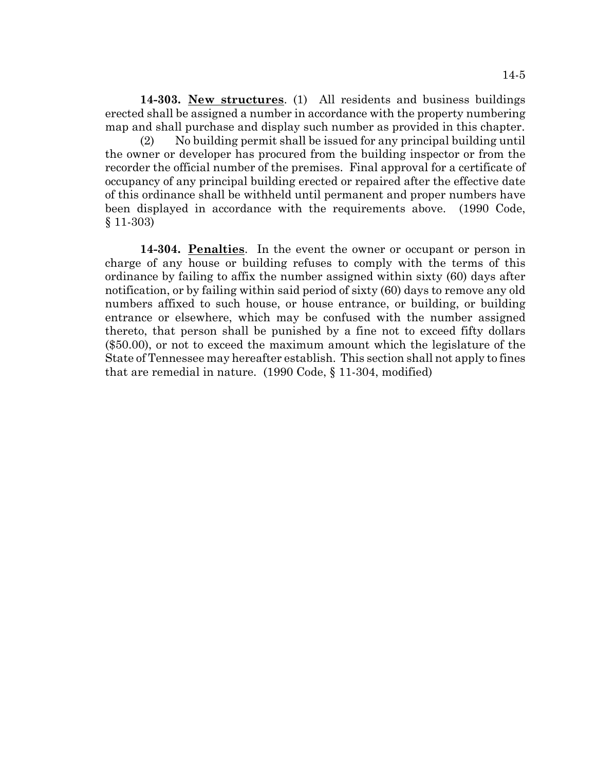**14-303. New structures**. (1) All residents and business buildings erected shall be assigned a number in accordance with the property numbering map and shall purchase and display such number as provided in this chapter.

(2) No building permit shall be issued for any principal building until the owner or developer has procured from the building inspector or from the recorder the official number of the premises. Final approval for a certificate of occupancy of any principal building erected or repaired after the effective date of this ordinance shall be withheld until permanent and proper numbers have been displayed in accordance with the requirements above. (1990 Code, § 11-303)

**14-304. Penalties**. In the event the owner or occupant or person in charge of any house or building refuses to comply with the terms of this ordinance by failing to affix the number assigned within sixty (60) days after notification, or by failing within said period of sixty (60) days to remove any old numbers affixed to such house, or house entrance, or building, or building entrance or elsewhere, which may be confused with the number assigned thereto, that person shall be punished by a fine not to exceed fifty dollars ($50.00), or not to exceed the maximum amount which the legislature of the State of Tennessee may hereafter establish. This section shall not apply to fines that are remedial in nature. (1990 Code, § 11-304, modified)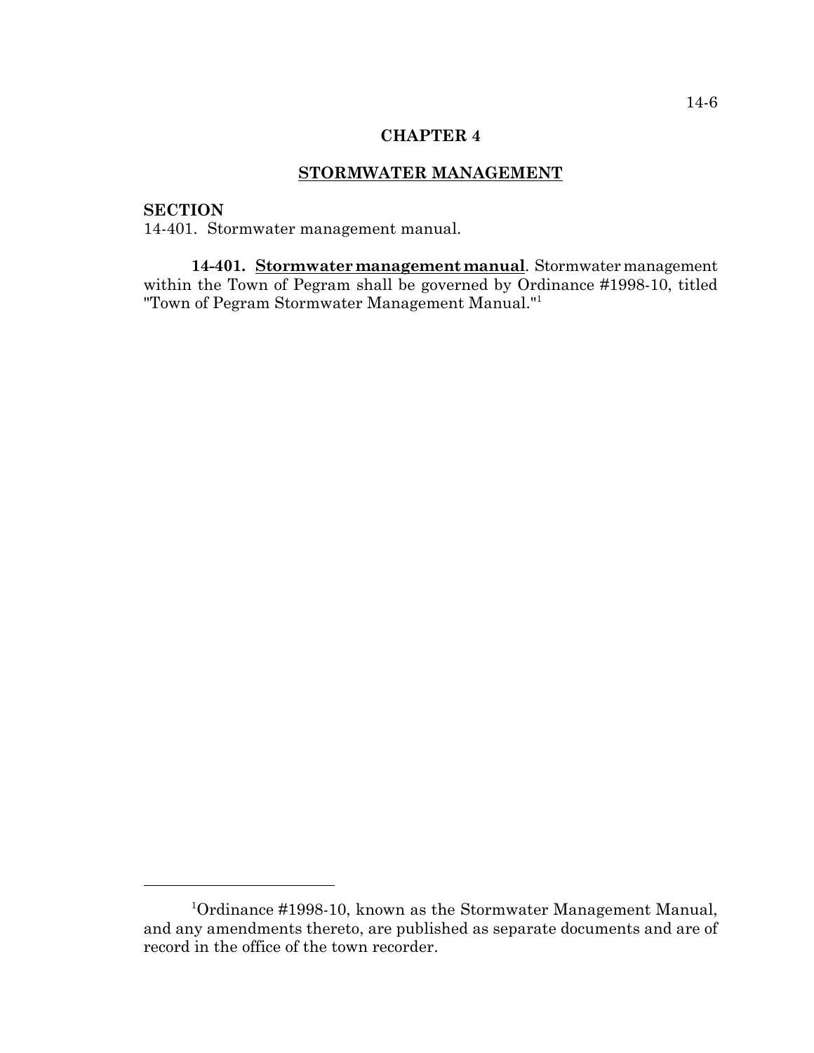## CHAPTER 4

## STORMWATER MANAGEMENT

**SECTION**
14-401. Stormwater management manual.

**14-401. Stormwater management manual**. Stormwater management within the Town of Pegram shall be governed by Ordinance #1998-10, titled "Town of Pegram Stormwater Management Manual."[1]

[1]Ordinance #1998-10, known as the Stormwater Management Manual, and any amendments thereto, are published as separate documents and are of record in the office of the town recorder.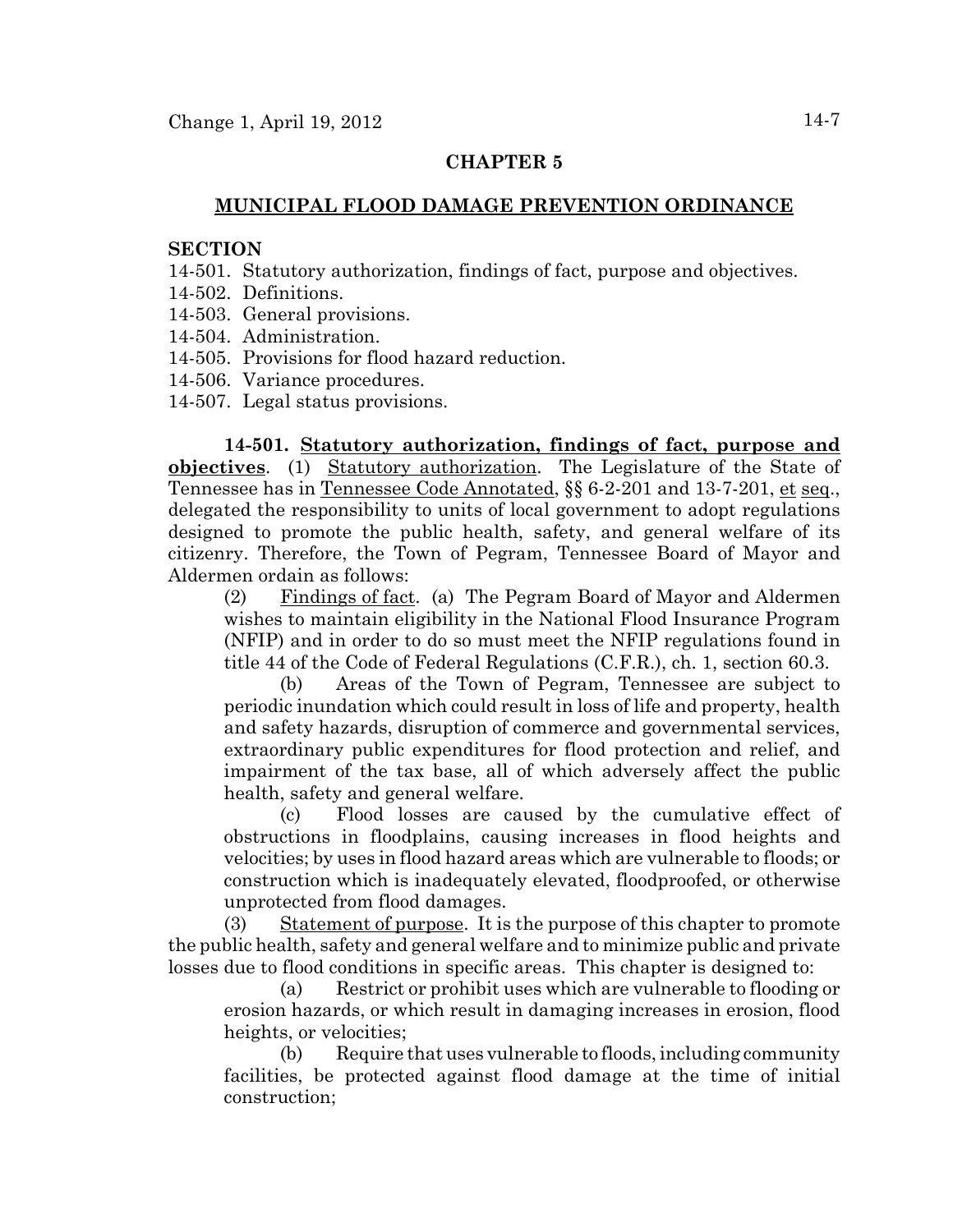## CHAPTER 5

## MUNICIPAL FLOOD DAMAGE PREVENTION ORDINANCE

**SECTION**

14-501. Statutory authorization, findings of fact, purpose and objectives.
14-502. Definitions.
14-503. General provisions.
14-504. Administration.
14-505. Provisions for flood hazard reduction.
14-506. Variance procedures.
14-507. Legal status provisions.

**14-501. Statutory authorization, findings of fact, purpose and objectives**. (1) Statutory authorization. The Legislature of the State of Tennessee has in Tennessee Code Annotated, §§ 6-2-201 and 13-7-201, et seq., delegated the responsibility to units of local government to adopt regulations designed to promote the public health, safety, and general welfare of its citizenry. Therefore, the Town of Pegram, Tennessee Board of Mayor and Aldermen ordain as follows:

(2) Findings of fact. (a) The Pegram Board of Mayor and Aldermen wishes to maintain eligibility in the National Flood Insurance Program (NFIP) and in order to do so must meet the NFIP regulations found in title 44 of the Code of Federal Regulations (C.F.R.), ch. 1, section 60.3.

(b) Areas of the Town of Pegram, Tennessee are subject to periodic inundation which could result in loss of life and property, health and safety hazards, disruption of commerce and governmental services, extraordinary public expenditures for flood protection and relief, and impairment of the tax base, all of which adversely affect the public health, safety and general welfare.

(c) Flood losses are caused by the cumulative effect of obstructions in floodplains, causing increases in flood heights and velocities; by uses in flood hazard areas which are vulnerable to floods; or construction which is inadequately elevated, floodproofed, or otherwise unprotected from flood damages.

(3) Statement of purpose. It is the purpose of this chapter to promote the public health, safety and general welfare and to minimize public and private losses due to flood conditions in specific areas. This chapter is designed to:

(a) Restrict or prohibit uses which are vulnerable to flooding or erosion hazards, or which result in damaging increases in erosion, flood heights, or velocities;

(b) Require that uses vulnerable to floods, including community facilities, be protected against flood damage at the time of initial construction;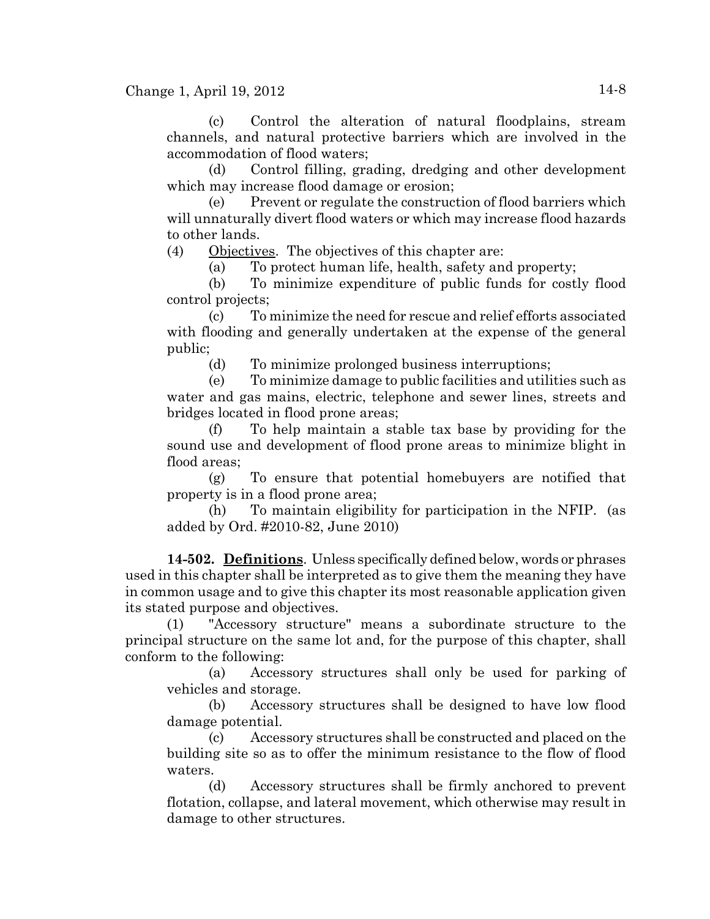(c) Control the alteration of natural floodplains, stream channels, and natural protective barriers which are involved in the accommodation of flood waters;

(d) Control filling, grading, dredging and other development which may increase flood damage or erosion;

(e) Prevent or regulate the construction of flood barriers which will unnaturally divert flood waters or which may increase flood hazards to other lands.

(4) Objectives. The objectives of this chapter are:

(a) To protect human life, health, safety and property;

(b) To minimize expenditure of public funds for costly flood control projects;

(c) To minimize the need for rescue and relief efforts associated with flooding and generally undertaken at the expense of the general public;

(d) To minimize prolonged business interruptions;

(e) To minimize damage to public facilities and utilities such as water and gas mains, electric, telephone and sewer lines, streets and bridges located in flood prone areas;

(f) To help maintain a stable tax base by providing for the sound use and development of flood prone areas to minimize blight in flood areas;

(g) To ensure that potential homebuyers are notified that property is in a flood prone area;

(h) To maintain eligibility for participation in the NFIP. (as added by Ord. #2010-82, June 2010)

**14-502. Definitions**. Unless specifically defined below, words or phrases used in this chapter shall be interpreted as to give them the meaning they have in common usage and to give this chapter its most reasonable application given its stated purpose and objectives.

(1) "Accessory structure" means a subordinate structure to the principal structure on the same lot and, for the purpose of this chapter, shall conform to the following:

(a) Accessory structures shall only be used for parking of vehicles and storage.

(b) Accessory structures shall be designed to have low flood damage potential.

(c) Accessory structures shall be constructed and placed on the building site so as to offer the minimum resistance to the flow of flood waters.

(d) Accessory structures shall be firmly anchored to prevent flotation, collapse, and lateral movement, which otherwise may result in damage to other structures.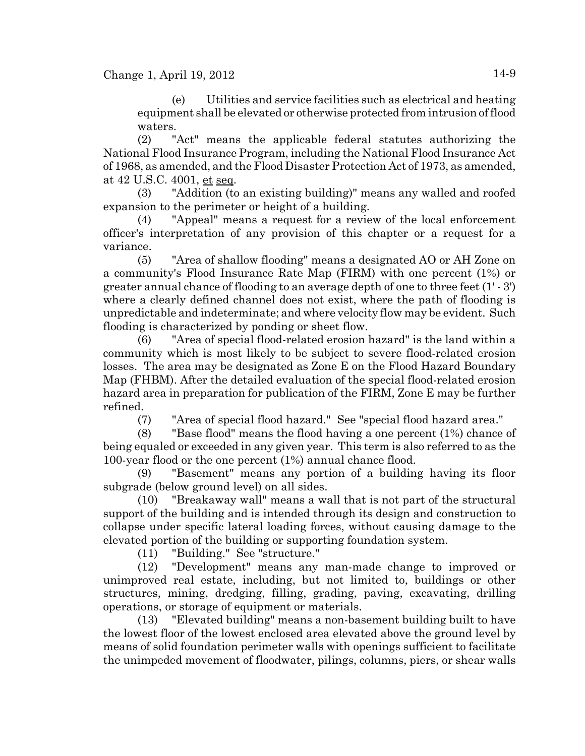(e) Utilities and service facilities such as electrical and heating equipment shall be elevated or otherwise protected from intrusion of flood waters.

(2) "Act" means the applicable federal statutes authorizing the National Flood Insurance Program, including the National Flood Insurance Act of 1968, as amended, and the Flood Disaster Protection Act of 1973, as amended, at 42 U.S.C. 4001, et seq.

(3) "Addition (to an existing building)" means any walled and roofed expansion to the perimeter or height of a building.

(4) "Appeal" means a request for a review of the local enforcement officer's interpretation of any provision of this chapter or a request for a variance.

(5) "Area of shallow flooding" means a designated AO or AH Zone on a community's Flood Insurance Rate Map (FIRM) with one percent (1%) or greater annual chance of flooding to an average depth of one to three feet (1' - 3') where a clearly defined channel does not exist, where the path of flooding is unpredictable and indeterminate; and where velocity flow may be evident. Such flooding is characterized by ponding or sheet flow.

(6) "Area of special flood-related erosion hazard" is the land within a community which is most likely to be subject to severe flood-related erosion losses. The area may be designated as Zone E on the Flood Hazard Boundary Map (FHBM). After the detailed evaluation of the special flood-related erosion hazard area in preparation for publication of the FIRM, Zone E may be further refined.

(7) "Area of special flood hazard." See "special flood hazard area."

(8) "Base flood" means the flood having a one percent (1%) chance of being equaled or exceeded in any given year. This term is also referred to as the 100-year flood or the one percent (1%) annual chance flood.

(9) "Basement" means any portion of a building having its floor subgrade (below ground level) on all sides.

(10) "Breakaway wall" means a wall that is not part of the structural support of the building and is intended through its design and construction to collapse under specific lateral loading forces, without causing damage to the elevated portion of the building or supporting foundation system.

(11) "Building." See "structure."

(12) "Development" means any man-made change to improved or unimproved real estate, including, but not limited to, buildings or other structures, mining, dredging, filling, grading, paving, excavating, drilling operations, or storage of equipment or materials.

(13) "Elevated building" means a non-basement building built to have the lowest floor of the lowest enclosed area elevated above the ground level by means of solid foundation perimeter walls with openings sufficient to facilitate the unimpeded movement of floodwater, pilings, columns, piers, or shear walls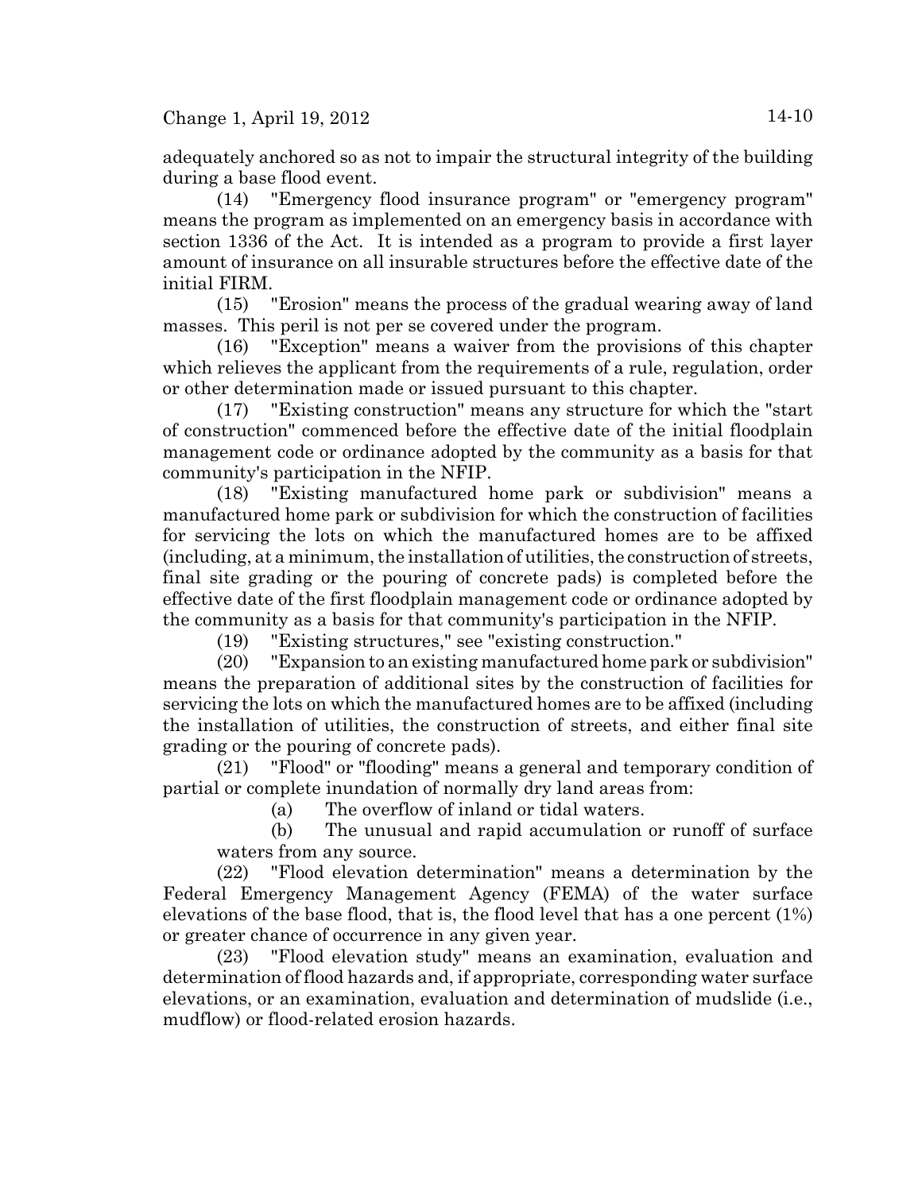adequately anchored so as not to impair the structural integrity of the building during a base flood event.

(14) "Emergency flood insurance program" or "emergency program" means the program as implemented on an emergency basis in accordance with section 1336 of the Act. It is intended as a program to provide a first layer amount of insurance on all insurable structures before the effective date of the initial FIRM.

(15) "Erosion" means the process of the gradual wearing away of land masses. This peril is not per se covered under the program.

(16) "Exception" means a waiver from the provisions of this chapter which relieves the applicant from the requirements of a rule, regulation, order or other determination made or issued pursuant to this chapter.

(17) "Existing construction" means any structure for which the "start of construction" commenced before the effective date of the initial floodplain management code or ordinance adopted by the community as a basis for that community's participation in the NFIP.

(18) "Existing manufactured home park or subdivision" means a manufactured home park or subdivision for which the construction of facilities for servicing the lots on which the manufactured homes are to be affixed (including, at a minimum, the installation of utilities, the construction of streets, final site grading or the pouring of concrete pads) is completed before the effective date of the first floodplain management code or ordinance adopted by the community as a basis for that community's participation in the NFIP.

(19) "Existing structures," see "existing construction."

(20) "Expansion to an existing manufactured home park or subdivision" means the preparation of additional sites by the construction of facilities for servicing the lots on which the manufactured homes are to be affixed (including the installation of utilities, the construction of streets, and either final site grading or the pouring of concrete pads).

(21) "Flood" or "flooding" means a general and temporary condition of partial or complete inundation of normally dry land areas from:

(a) The overflow of inland or tidal waters.

(b) The unusual and rapid accumulation or runoff of surface waters from any source.

(22) "Flood elevation determination" means a determination by the Federal Emergency Management Agency (FEMA) of the water surface elevations of the base flood, that is, the flood level that has a one percent (1%) or greater chance of occurrence in any given year.

(23) "Flood elevation study" means an examination, evaluation and determination of flood hazards and, if appropriate, corresponding water surface elevations, or an examination, evaluation and determination of mudslide (i.e., mudflow) or flood-related erosion hazards.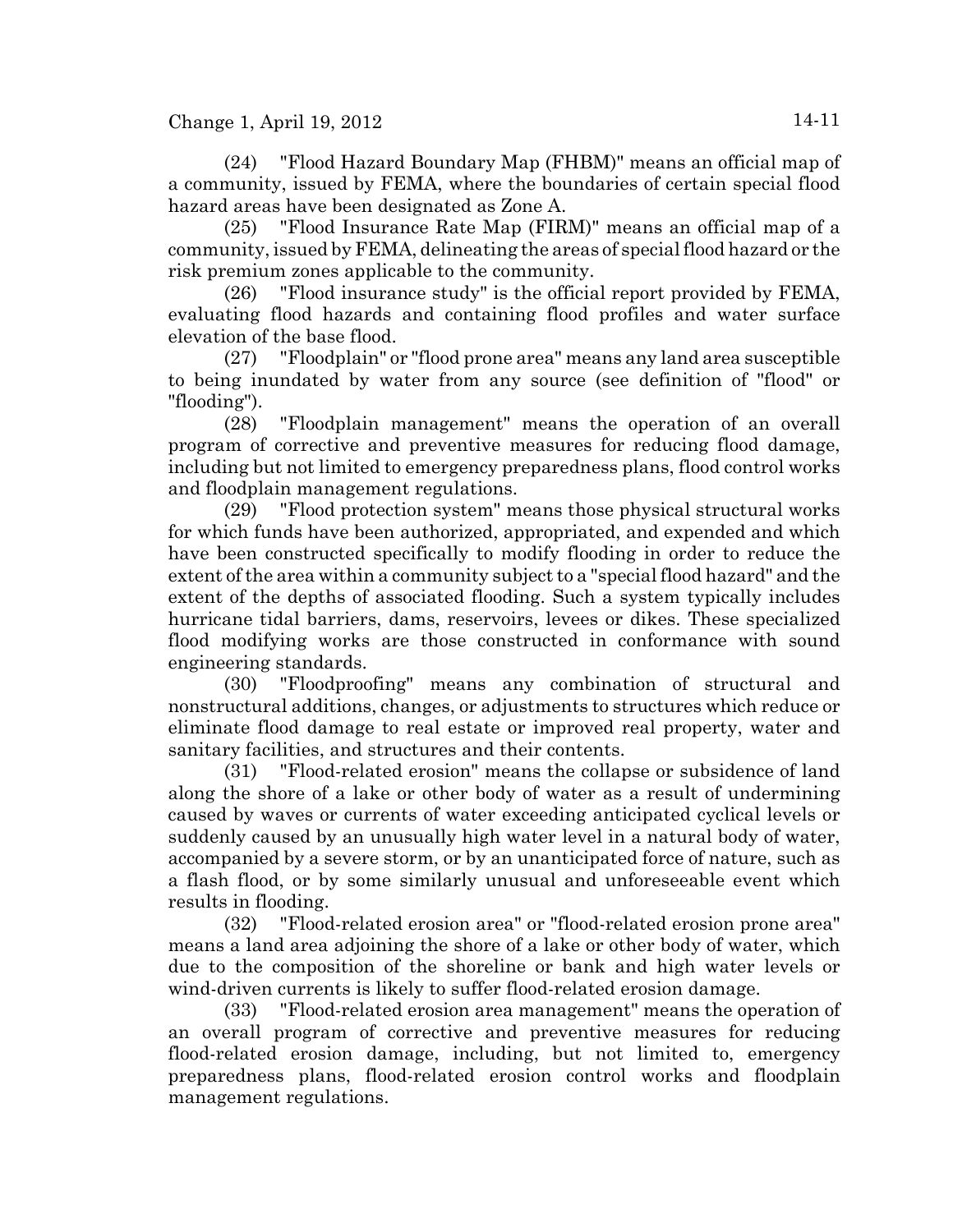(24) "Flood Hazard Boundary Map (FHBM)" means an official map of a community, issued by FEMA, where the boundaries of certain special flood hazard areas have been designated as Zone A.

(25) "Flood Insurance Rate Map (FIRM)" means an official map of a community, issued by FEMA, delineating the areas of special flood hazard or the risk premium zones applicable to the community.

(26) "Flood insurance study" is the official report provided by FEMA, evaluating flood hazards and containing flood profiles and water surface elevation of the base flood.

(27) "Floodplain" or "flood prone area" means any land area susceptible to being inundated by water from any source (see definition of "flood" or "flooding").

(28) "Floodplain management" means the operation of an overall program of corrective and preventive measures for reducing flood damage, including but not limited to emergency preparedness plans, flood control works and floodplain management regulations.

(29) "Flood protection system" means those physical structural works for which funds have been authorized, appropriated, and expended and which have been constructed specifically to modify flooding in order to reduce the extent of the area within a community subject to a "special flood hazard" and the extent of the depths of associated flooding. Such a system typically includes hurricane tidal barriers, dams, reservoirs, levees or dikes. These specialized flood modifying works are those constructed in conformance with sound engineering standards.

(30) "Floodproofing" means any combination of structural and nonstructural additions, changes, or adjustments to structures which reduce or eliminate flood damage to real estate or improved real property, water and sanitary facilities, and structures and their contents.

(31) "Flood-related erosion" means the collapse or subsidence of land along the shore of a lake or other body of water as a result of undermining caused by waves or currents of water exceeding anticipated cyclical levels or suddenly caused by an unusually high water level in a natural body of water, accompanied by a severe storm, or by an unanticipated force of nature, such as a flash flood, or by some similarly unusual and unforeseeable event which results in flooding.

(32) "Flood-related erosion area" or "flood-related erosion prone area" means a land area adjoining the shore of a lake or other body of water, which due to the composition of the shoreline or bank and high water levels or wind-driven currents is likely to suffer flood-related erosion damage.

(33) "Flood-related erosion area management" means the operation of an overall program of corrective and preventive measures for reducing flood-related erosion damage, including, but not limited to, emergency preparedness plans, flood-related erosion control works and floodplain management regulations.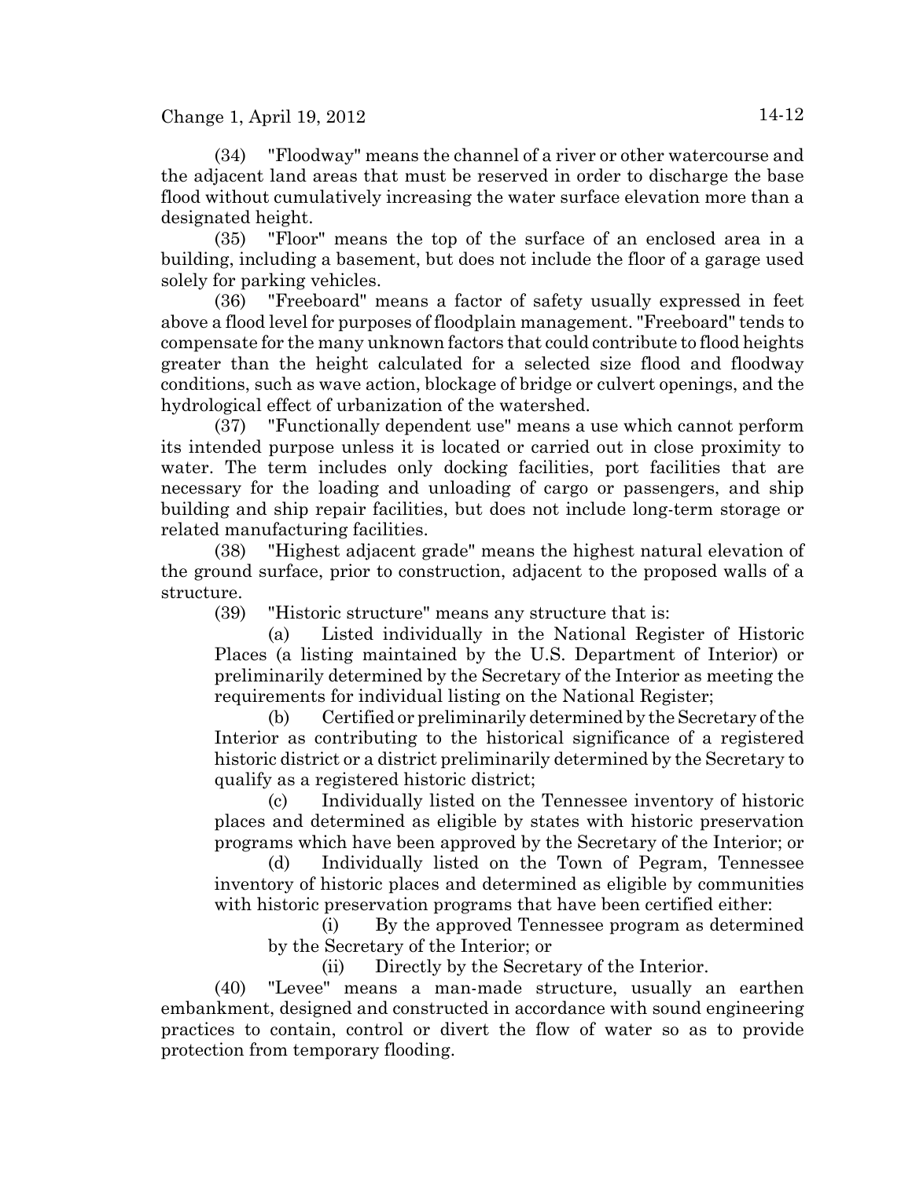(34) "Floodway" means the channel of a river or other watercourse and the adjacent land areas that must be reserved in order to discharge the base flood without cumulatively increasing the water surface elevation more than a designated height.

(35) "Floor" means the top of the surface of an enclosed area in a building, including a basement, but does not include the floor of a garage used solely for parking vehicles.

(36) "Freeboard" means a factor of safety usually expressed in feet above a flood level for purposes of floodplain management. "Freeboard" tends to compensate for the many unknown factors that could contribute to flood heights greater than the height calculated for a selected size flood and floodway conditions, such as wave action, blockage of bridge or culvert openings, and the hydrological effect of urbanization of the watershed.

(37) "Functionally dependent use" means a use which cannot perform its intended purpose unless it is located or carried out in close proximity to water. The term includes only docking facilities, port facilities that are necessary for the loading and unloading of cargo or passengers, and ship building and ship repair facilities, but does not include long-term storage or related manufacturing facilities.

(38) "Highest adjacent grade" means the highest natural elevation of the ground surface, prior to construction, adjacent to the proposed walls of a structure.

(39) "Historic structure" means any structure that is:

(a) Listed individually in the National Register of Historic Places (a listing maintained by the U.S. Department of Interior) or preliminarily determined by the Secretary of the Interior as meeting the requirements for individual listing on the National Register;

(b) Certified or preliminarily determined by the Secretary of the Interior as contributing to the historical significance of a registered historic district or a district preliminarily determined by the Secretary to qualify as a registered historic district;

(c) Individually listed on the Tennessee inventory of historic places and determined as eligible by states with historic preservation programs which have been approved by the Secretary of the Interior; or

(d) Individually listed on the Town of Pegram, Tennessee inventory of historic places and determined as eligible by communities with historic preservation programs that have been certified either:

(i) By the approved Tennessee program as determined by the Secretary of the Interior; or

(ii) Directly by the Secretary of the Interior.

(40) "Levee" means a man-made structure, usually an earthen embankment, designed and constructed in accordance with sound engineering practices to contain, control or divert the flow of water so as to provide protection from temporary flooding.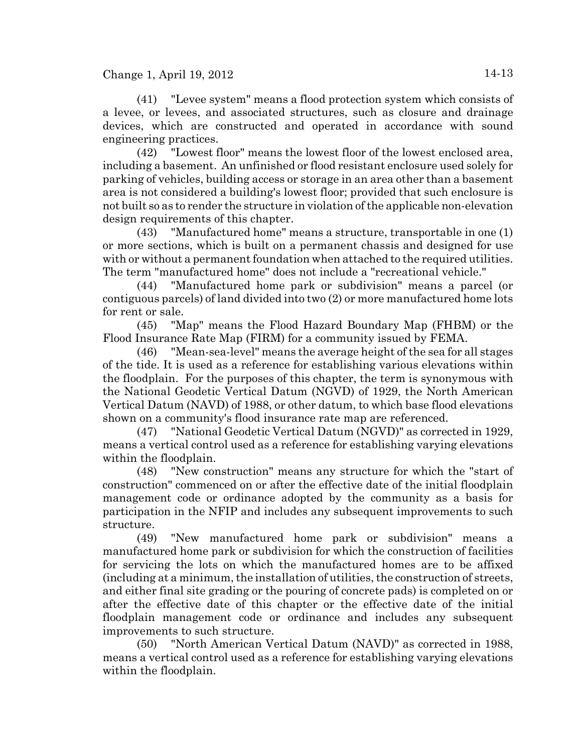(41) "Levee system" means a flood protection system which consists of a levee, or levees, and associated structures, such as closure and drainage devices, which are constructed and operated in accordance with sound engineering practices.

(42) "Lowest floor" means the lowest floor of the lowest enclosed area, including a basement. An unfinished or flood resistant enclosure used solely for parking of vehicles, building access or storage in an area other than a basement area is not considered a building's lowest floor; provided that such enclosure is not built so as to render the structure in violation of the applicable non-elevation design requirements of this chapter.

(43) "Manufactured home" means a structure, transportable in one (1) or more sections, which is built on a permanent chassis and designed for use with or without a permanent foundation when attached to the required utilities. The term "manufactured home" does not include a "recreational vehicle."

(44) "Manufactured home park or subdivision" means a parcel (or contiguous parcels) of land divided into two (2) or more manufactured home lots for rent or sale.

(45) "Map" means the Flood Hazard Boundary Map (FHBM) or the Flood Insurance Rate Map (FIRM) for a community issued by FEMA.

(46) "Mean-sea-level" means the average height of the sea for all stages of the tide. It is used as a reference for establishing various elevations within the floodplain. For the purposes of this chapter, the term is synonymous with the National Geodetic Vertical Datum (NGVD) of 1929, the North American Vertical Datum (NAVD) of 1988, or other datum, to which base flood elevations shown on a community's flood insurance rate map are referenced.

(47) "National Geodetic Vertical Datum (NGVD)" as corrected in 1929, means a vertical control used as a reference for establishing varying elevations within the floodplain.

(48) "New construction" means any structure for which the "start of construction" commenced on or after the effective date of the initial floodplain management code or ordinance adopted by the community as a basis for participation in the NFIP and includes any subsequent improvements to such structure.

(49) "New manufactured home park or subdivision" means a manufactured home park or subdivision for which the construction of facilities for servicing the lots on which the manufactured homes are to be affixed (including at a minimum, the installation of utilities, the construction of streets, and either final site grading or the pouring of concrete pads) is completed on or after the effective date of this chapter or the effective date of the initial floodplain management code or ordinance and includes any subsequent improvements to such structure.

(50) "North American Vertical Datum (NAVD)" as corrected in 1988, means a vertical control used as a reference for establishing varying elevations within the floodplain.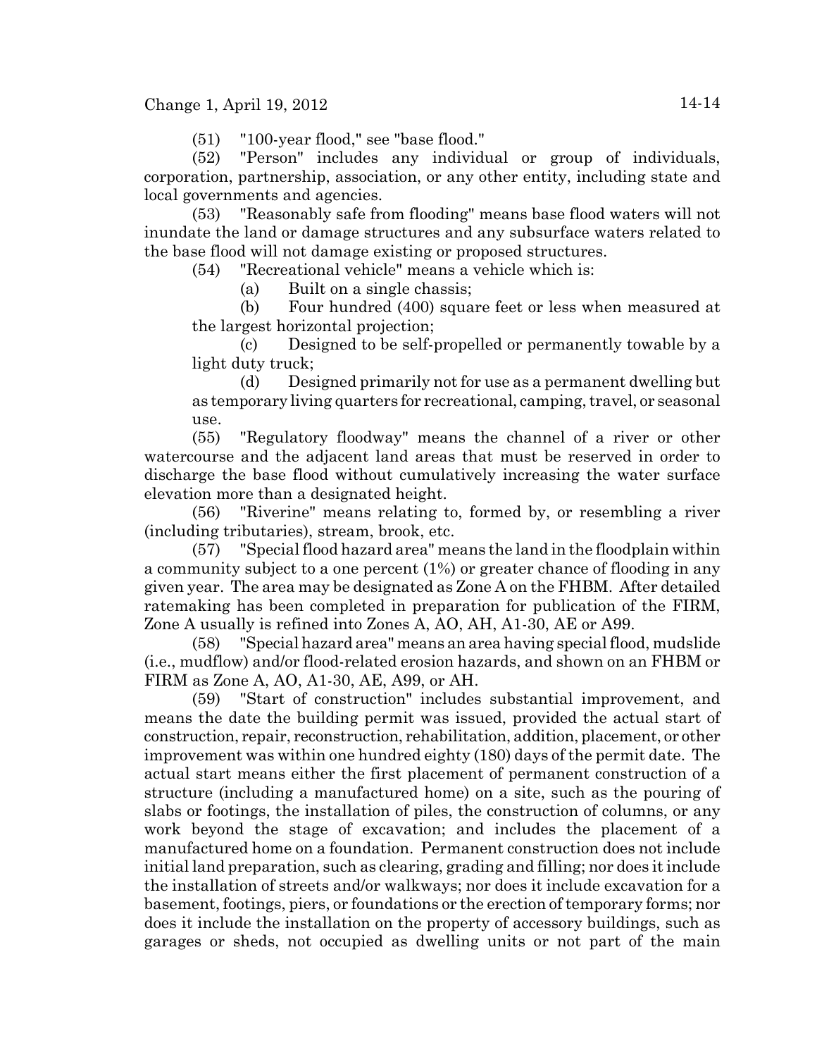(51) "100-year flood," see "base flood."

(52) "Person" includes any individual or group of individuals, corporation, partnership, association, or any other entity, including state and local governments and agencies.

(53) "Reasonably safe from flooding" means base flood waters will not inundate the land or damage structures and any subsurface waters related to the base flood will not damage existing or proposed structures.

(54) "Recreational vehicle" means a vehicle which is:

(a) Built on a single chassis;

(b) Four hundred (400) square feet or less when measured at the largest horizontal projection;

(c) Designed to be self-propelled or permanently towable by a light duty truck;

(d) Designed primarily not for use as a permanent dwelling but as temporary living quarters for recreational, camping, travel, or seasonal use.

(55) "Regulatory floodway" means the channel of a river or other watercourse and the adjacent land areas that must be reserved in order to discharge the base flood without cumulatively increasing the water surface elevation more than a designated height.

(56) "Riverine" means relating to, formed by, or resembling a river (including tributaries), stream, brook, etc.

(57) "Special flood hazard area" means the land in the floodplain within a community subject to a one percent (1%) or greater chance of flooding in any given year. The area may be designated as Zone A on the FHBM. After detailed ratemaking has been completed in preparation for publication of the FIRM, Zone A usually is refined into Zones A, AO, AH, A1-30, AE or A99.

(58) "Special hazard area" means an area having special flood, mudslide (i.e., mudflow) and/or flood-related erosion hazards, and shown on an FHBM or FIRM as Zone A, AO, A1-30, AE, A99, or AH.

(59) "Start of construction" includes substantial improvement, and means the date the building permit was issued, provided the actual start of construction, repair, reconstruction, rehabilitation, addition, placement, or other improvement was within one hundred eighty (180) days of the permit date. The actual start means either the first placement of permanent construction of a structure (including a manufactured home) on a site, such as the pouring of slabs or footings, the installation of piles, the construction of columns, or any work beyond the stage of excavation; and includes the placement of a manufactured home on a foundation. Permanent construction does not include initial land preparation, such as clearing, grading and filling; nor does it include the installation of streets and/or walkways; nor does it include excavation for a basement, footings, piers, or foundations or the erection of temporary forms; nor does it include the installation on the property of accessory buildings, such as garages or sheds, not occupied as dwelling units or not part of the main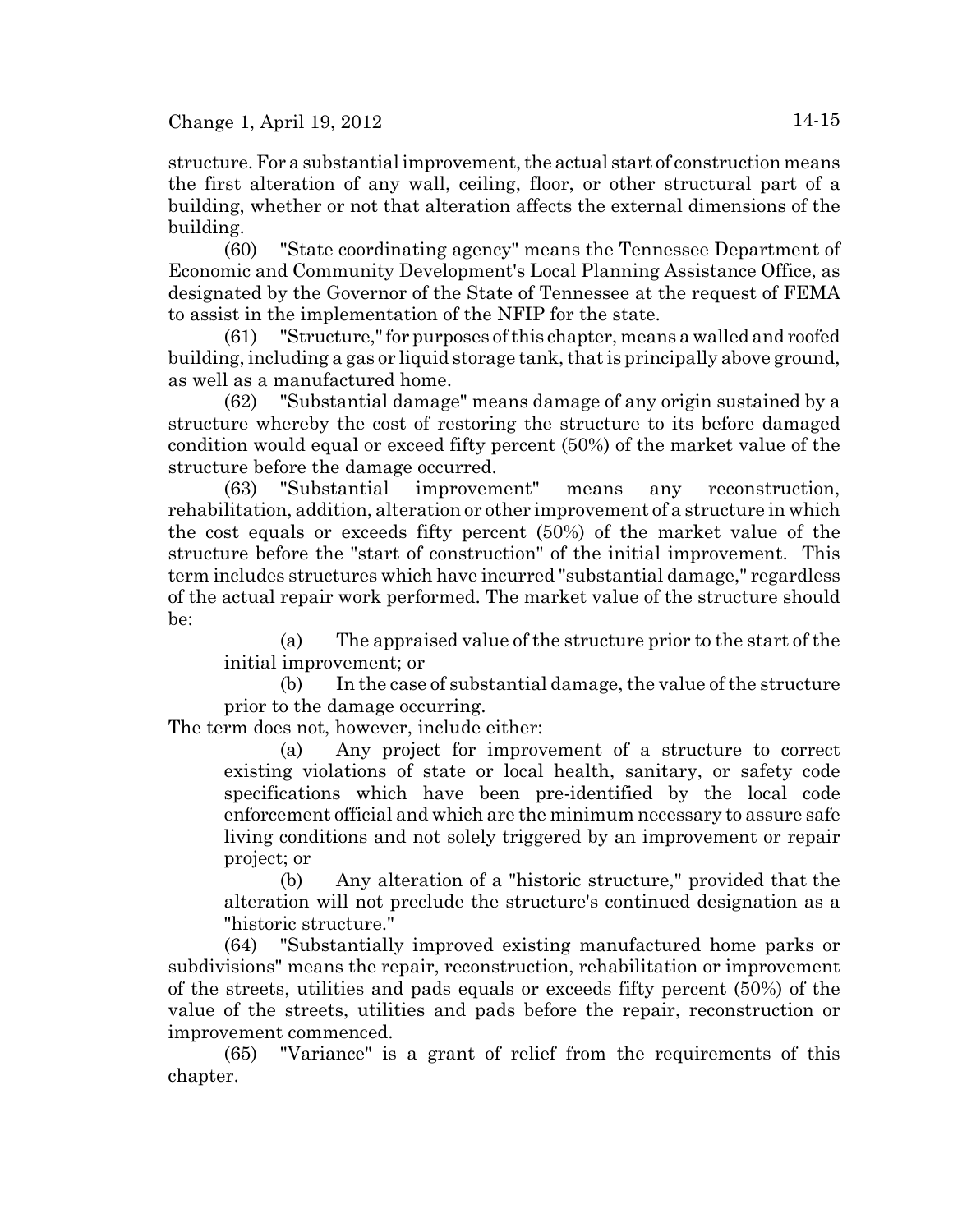structure. For a substantial improvement, the actual start of construction means the first alteration of any wall, ceiling, floor, or other structural part of a building, whether or not that alteration affects the external dimensions of the building.

(60) "State coordinating agency" means the Tennessee Department of Economic and Community Development's Local Planning Assistance Office, as designated by the Governor of the State of Tennessee at the request of FEMA to assist in the implementation of the NFIP for the state.

(61) "Structure," for purposes of this chapter, means a walled and roofed building, including a gas or liquid storage tank, that is principally above ground, as well as a manufactured home.

(62) "Substantial damage" means damage of any origin sustained by a structure whereby the cost of restoring the structure to its before damaged condition would equal or exceed fifty percent (50%) of the market value of the structure before the damage occurred.

(63) "Substantial improvement" means any reconstruction, rehabilitation, addition, alteration or other improvement of a structure in which the cost equals or exceeds fifty percent (50%) of the market value of the structure before the "start of construction" of the initial improvement. This term includes structures which have incurred "substantial damage," regardless of the actual repair work performed. The market value of the structure should be:

(a) The appraised value of the structure prior to the start of the initial improvement; or

(b) In the case of substantial damage, the value of the structure prior to the damage occurring.

The term does not, however, include either:

(a) Any project for improvement of a structure to correct existing violations of state or local health, sanitary, or safety code specifications which have been pre-identified by the local code enforcement official and which are the minimum necessary to assure safe living conditions and not solely triggered by an improvement or repair project; or

(b) Any alteration of a "historic structure," provided that the alteration will not preclude the structure's continued designation as a "historic structure."

(64) "Substantially improved existing manufactured home parks or subdivisions" means the repair, reconstruction, rehabilitation or improvement of the streets, utilities and pads equals or exceeds fifty percent (50%) of the value of the streets, utilities and pads before the repair, reconstruction or improvement commenced.

(65) "Variance" is a grant of relief from the requirements of this chapter.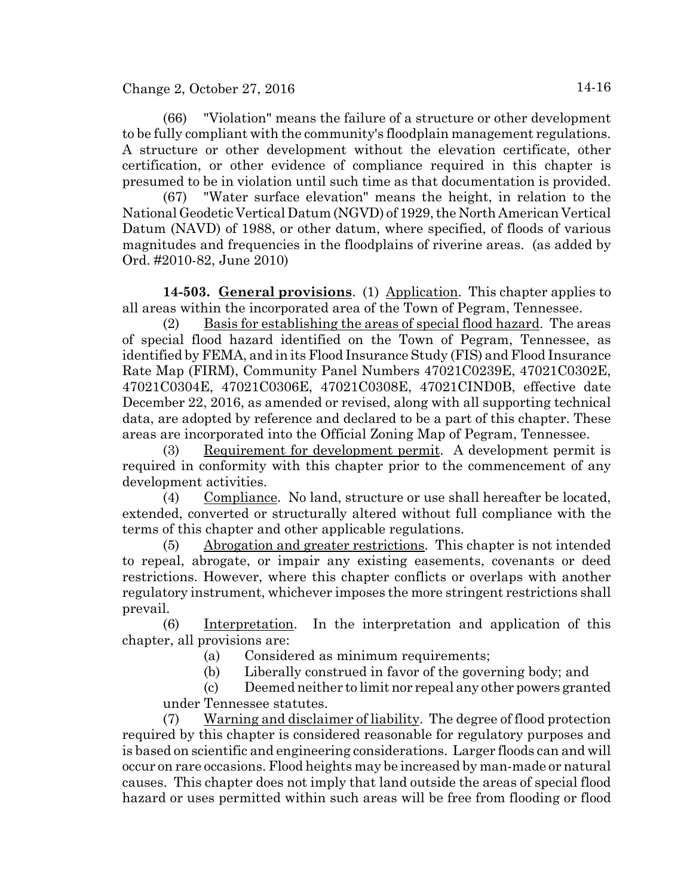(66) "Violation" means the failure of a structure or other development to be fully compliant with the community's floodplain management regulations. A structure or other development without the elevation certificate, other certification, or other evidence of compliance required in this chapter is presumed to be in violation until such time as that documentation is provided.

(67) "Water surface elevation" means the height, in relation to the National Geodetic Vertical Datum (NGVD) of 1929, the North American Vertical Datum (NAVD) of 1988, or other datum, where specified, of floods of various magnitudes and frequencies in the floodplains of riverine areas. (as added by Ord. #2010-82, June 2010)

**14-503. General provisions**. (1) Application. This chapter applies to all areas within the incorporated area of the Town of Pegram, Tennessee.

(2) Basis for establishing the areas of special flood hazard. The areas of special flood hazard identified on the Town of Pegram, Tennessee, as identified by FEMA, and in its Flood Insurance Study (FIS) and Flood Insurance Rate Map (FIRM), Community Panel Numbers 47021C0239E, 47021C0302E, 47021C0304E, 47021C0306E, 47021C0308E, 47021CIND0B, effective date December 22, 2016, as amended or revised, along with all supporting technical data, are adopted by reference and declared to be a part of this chapter. These areas are incorporated into the Official Zoning Map of Pegram, Tennessee.

(3) Requirement for development permit. A development permit is required in conformity with this chapter prior to the commencement of any development activities.

(4) Compliance. No land, structure or use shall hereafter be located, extended, converted or structurally altered without full compliance with the terms of this chapter and other applicable regulations.

(5) Abrogation and greater restrictions. This chapter is not intended to repeal, abrogate, or impair any existing easements, covenants or deed restrictions. However, where this chapter conflicts or overlaps with another regulatory instrument, whichever imposes the more stringent restrictions shall prevail.

(6) Interpretation. In the interpretation and application of this chapter, all provisions are:

(a) Considered as minimum requirements;

(b) Liberally construed in favor of the governing body; and

(c) Deemed neither to limit nor repeal any other powers granted under Tennessee statutes.

(7) Warning and disclaimer of liability. The degree of flood protection required by this chapter is considered reasonable for regulatory purposes and is based on scientific and engineering considerations. Larger floods can and will occur on rare occasions. Flood heights may be increased by man-made or natural causes. This chapter does not imply that land outside the areas of special flood hazard or uses permitted within such areas will be free from flooding or flood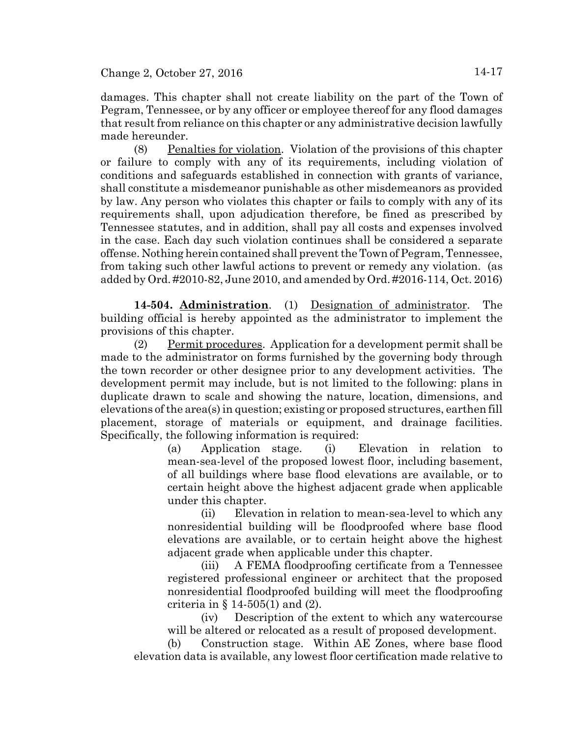damages. This chapter shall not create liability on the part of the Town of Pegram, Tennessee, or by any officer or employee thereof for any flood damages that result from reliance on this chapter or any administrative decision lawfully made hereunder.

(8) Penalties for violation. Violation of the provisions of this chapter or failure to comply with any of its requirements, including violation of conditions and safeguards established in connection with grants of variance, shall constitute a misdemeanor punishable as other misdemeanors as provided by law. Any person who violates this chapter or fails to comply with any of its requirements shall, upon adjudication therefore, be fined as prescribed by Tennessee statutes, and in addition, shall pay all costs and expenses involved in the case. Each day such violation continues shall be considered a separate offense. Nothing herein contained shall prevent the Town of Pegram, Tennessee, from taking such other lawful actions to prevent or remedy any violation. (as added by Ord. #2010-82, June 2010, and amended by Ord. #2016-114, Oct. 2016)

**14-504. Administration**. (1) Designation of administrator. The building official is hereby appointed as the administrator to implement the provisions of this chapter.

(2) Permit procedures. Application for a development permit shall be made to the administrator on forms furnished by the governing body through the town recorder or other designee prior to any development activities. The development permit may include, but is not limited to the following: plans in duplicate drawn to scale and showing the nature, location, dimensions, and elevations of the area(s) in question; existing or proposed structures, earthen fill placement, storage of materials or equipment, and drainage facilities. Specifically, the following information is required:

(a) Application stage. (i) Elevation in relation to mean-sea-level of the proposed lowest floor, including basement, of all buildings where base flood elevations are available, or to certain height above the highest adjacent grade when applicable under this chapter.

(ii) Elevation in relation to mean-sea-level to which any nonresidential building will be floodproofed where base flood elevations are available, or to certain height above the highest adjacent grade when applicable under this chapter.

(iii) A FEMA floodproofing certificate from a Tennessee registered professional engineer or architect that the proposed nonresidential floodproofed building will meet the floodproofing criteria in § 14-505(1) and (2).

(iv) Description of the extent to which any watercourse will be altered or relocated as a result of proposed development.

(b) Construction stage. Within AE Zones, where base flood elevation data is available, any lowest floor certification made relative to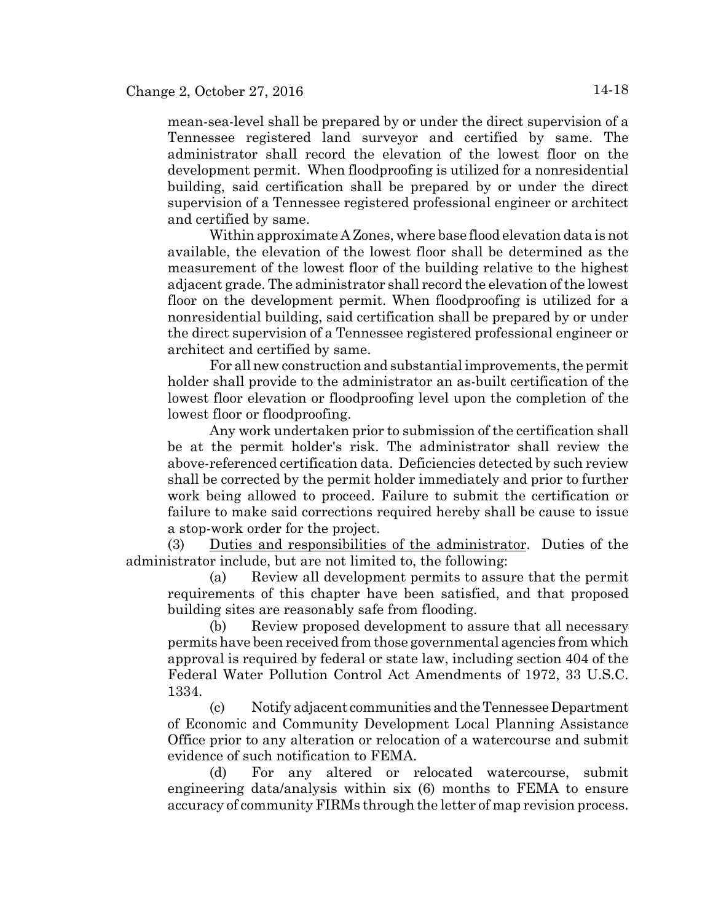mean-sea-level shall be prepared by or under the direct supervision of a Tennessee registered land surveyor and certified by same. The administrator shall record the elevation of the lowest floor on the development permit. When floodproofing is utilized for a nonresidential building, said certification shall be prepared by or under the direct supervision of a Tennessee registered professional engineer or architect and certified by same.

Within approximate A Zones, where base flood elevation data is not available, the elevation of the lowest floor shall be determined as the measurement of the lowest floor of the building relative to the highest adjacent grade. The administrator shall record the elevation of the lowest floor on the development permit. When floodproofing is utilized for a nonresidential building, said certification shall be prepared by or under the direct supervision of a Tennessee registered professional engineer or architect and certified by same.

For all new construction and substantial improvements, the permit holder shall provide to the administrator an as-built certification of the lowest floor elevation or floodproofing level upon the completion of the lowest floor or floodproofing.

Any work undertaken prior to submission of the certification shall be at the permit holder's risk. The administrator shall review the above-referenced certification data. Deficiencies detected by such review shall be corrected by the permit holder immediately and prior to further work being allowed to proceed. Failure to submit the certification or failure to make said corrections required hereby shall be cause to issue a stop-work order for the project.

(3) Duties and responsibilities of the administrator. Duties of the administrator include, but are not limited to, the following:

(a) Review all development permits to assure that the permit requirements of this chapter have been satisfied, and that proposed building sites are reasonably safe from flooding.

(b) Review proposed development to assure that all necessary permits have been received from those governmental agencies from which approval is required by federal or state law, including section 404 of the Federal Water Pollution Control Act Amendments of 1972, 33 U.S.C. 1334.

(c) Notify adjacent communities and the Tennessee Department of Economic and Community Development Local Planning Assistance Office prior to any alteration or relocation of a watercourse and submit evidence of such notification to FEMA.

(d) For any altered or relocated watercourse, submit engineering data/analysis within six (6) months to FEMA to ensure accuracy of community FIRMs through the letter of map revision process.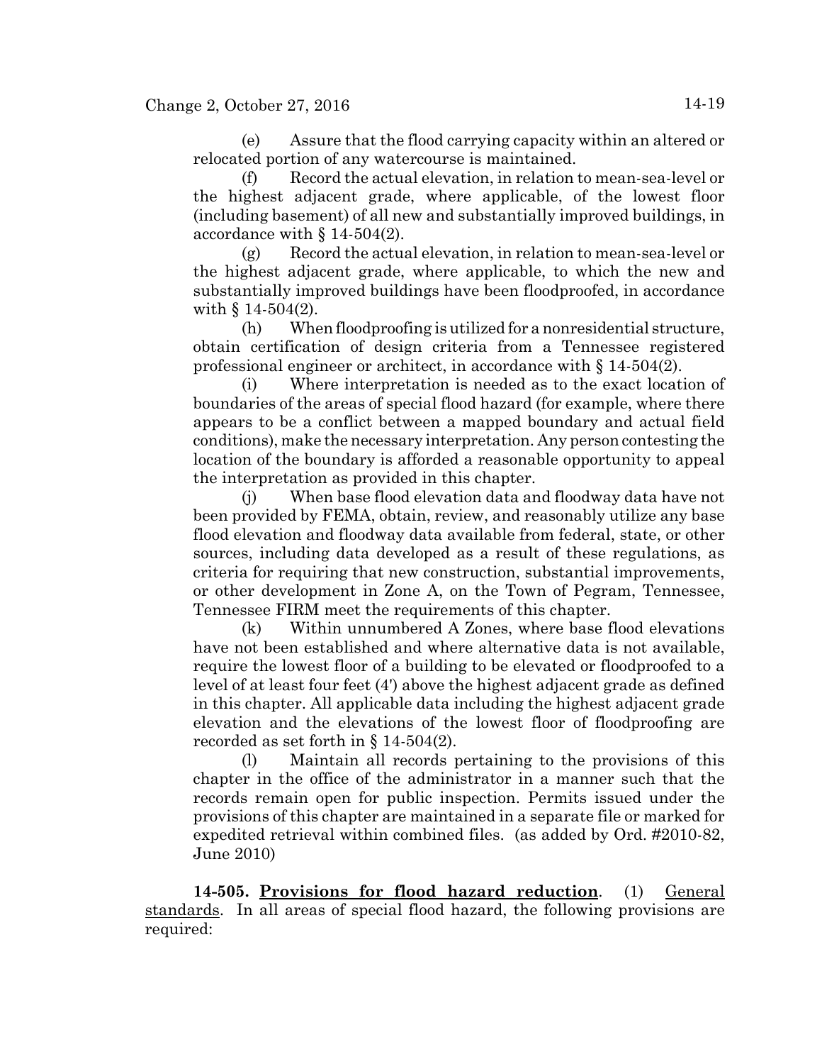(e) Assure that the flood carrying capacity within an altered or relocated portion of any watercourse is maintained.

(f) Record the actual elevation, in relation to mean-sea-level or the highest adjacent grade, where applicable, of the lowest floor (including basement) of all new and substantially improved buildings, in accordance with § 14-504(2).

(g) Record the actual elevation, in relation to mean-sea-level or the highest adjacent grade, where applicable, to which the new and substantially improved buildings have been floodproofed, in accordance with § 14-504(2).

(h) When floodproofing is utilized for a nonresidential structure, obtain certification of design criteria from a Tennessee registered professional engineer or architect, in accordance with § 14-504(2).

(i) Where interpretation is needed as to the exact location of boundaries of the areas of special flood hazard (for example, where there appears to be a conflict between a mapped boundary and actual field conditions), make the necessary interpretation. Any person contesting the location of the boundary is afforded a reasonable opportunity to appeal the interpretation as provided in this chapter.

(j) When base flood elevation data and floodway data have not been provided by FEMA, obtain, review, and reasonably utilize any base flood elevation and floodway data available from federal, state, or other sources, including data developed as a result of these regulations, as criteria for requiring that new construction, substantial improvements, or other development in Zone A, on the Town of Pegram, Tennessee, Tennessee FIRM meet the requirements of this chapter.

(k) Within unnumbered A Zones, where base flood elevations have not been established and where alternative data is not available, require the lowest floor of a building to be elevated or floodproofed to a level of at least four feet (4') above the highest adjacent grade as defined in this chapter. All applicable data including the highest adjacent grade elevation and the elevations of the lowest floor of floodproofing are recorded as set forth in § 14-504(2).

(l) Maintain all records pertaining to the provisions of this chapter in the office of the administrator in a manner such that the records remain open for public inspection. Permits issued under the provisions of this chapter are maintained in a separate file or marked for expedited retrieval within combined files. (as added by Ord. #2010-82, June 2010)

**14-505. Provisions for flood hazard reduction**. (1) General standards. In all areas of special flood hazard, the following provisions are required: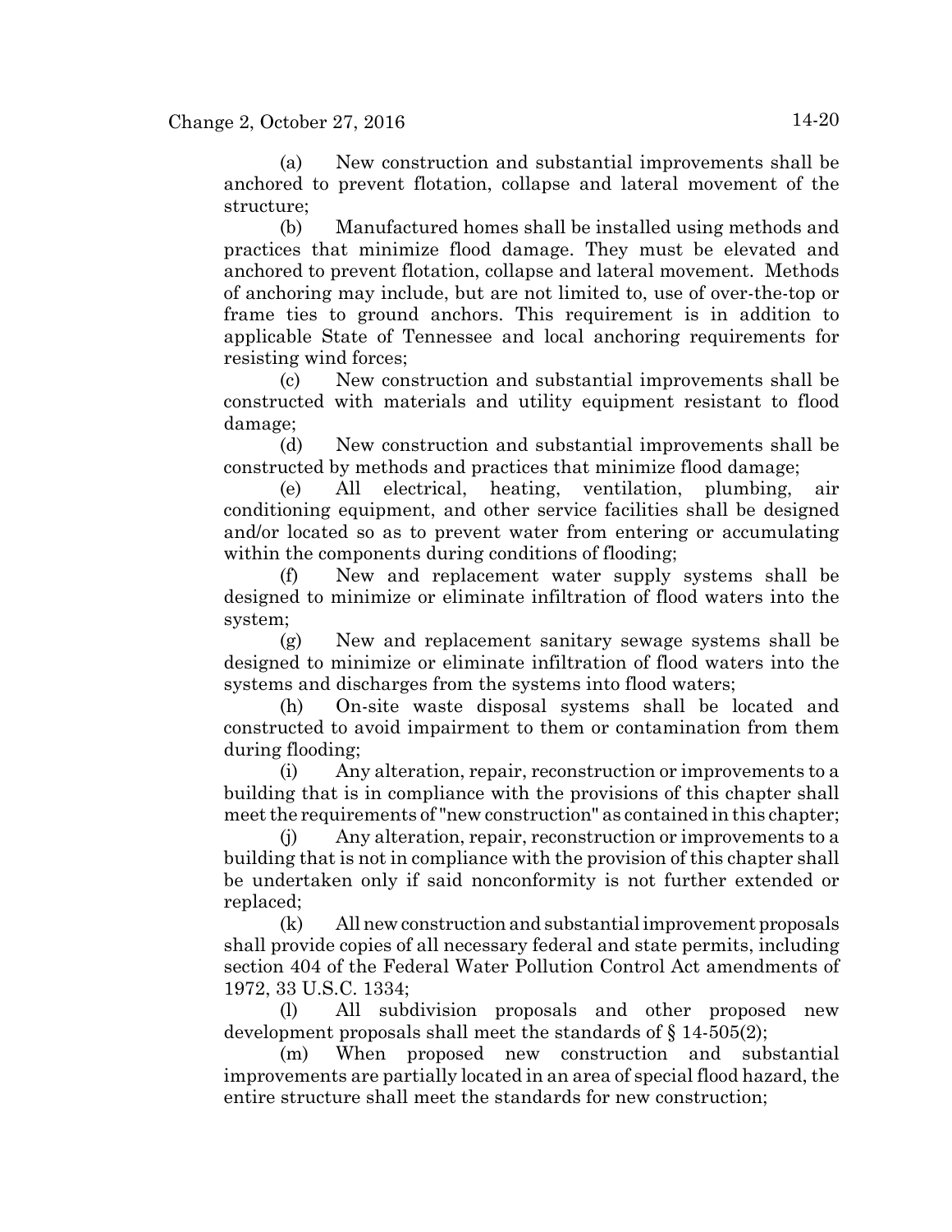(a) New construction and substantial improvements shall be anchored to prevent flotation, collapse and lateral movement of the structure;

(b) Manufactured homes shall be installed using methods and practices that minimize flood damage. They must be elevated and anchored to prevent flotation, collapse and lateral movement. Methods of anchoring may include, but are not limited to, use of over-the-top or frame ties to ground anchors. This requirement is in addition to applicable State of Tennessee and local anchoring requirements for resisting wind forces;

(c) New construction and substantial improvements shall be constructed with materials and utility equipment resistant to flood damage;

(d) New construction and substantial improvements shall be constructed by methods and practices that minimize flood damage;

(e) All electrical, heating, ventilation, plumbing, air conditioning equipment, and other service facilities shall be designed and/or located so as to prevent water from entering or accumulating within the components during conditions of flooding;

(f) New and replacement water supply systems shall be designed to minimize or eliminate infiltration of flood waters into the system;

(g) New and replacement sanitary sewage systems shall be designed to minimize or eliminate infiltration of flood waters into the systems and discharges from the systems into flood waters;

(h) On-site waste disposal systems shall be located and constructed to avoid impairment to them or contamination from them during flooding;

(i) Any alteration, repair, reconstruction or improvements to a building that is in compliance with the provisions of this chapter shall meet the requirements of "new construction" as contained in this chapter;

(j) Any alteration, repair, reconstruction or improvements to a building that is not in compliance with the provision of this chapter shall be undertaken only if said nonconformity is not further extended or replaced;

(k) All new construction and substantial improvement proposals shall provide copies of all necessary federal and state permits, including section 404 of the Federal Water Pollution Control Act amendments of 1972, 33 U.S.C. 1334;

(l) All subdivision proposals and other proposed new development proposals shall meet the standards of § 14-505(2);

(m) When proposed new construction and substantial improvements are partially located in an area of special flood hazard, the entire structure shall meet the standards for new construction;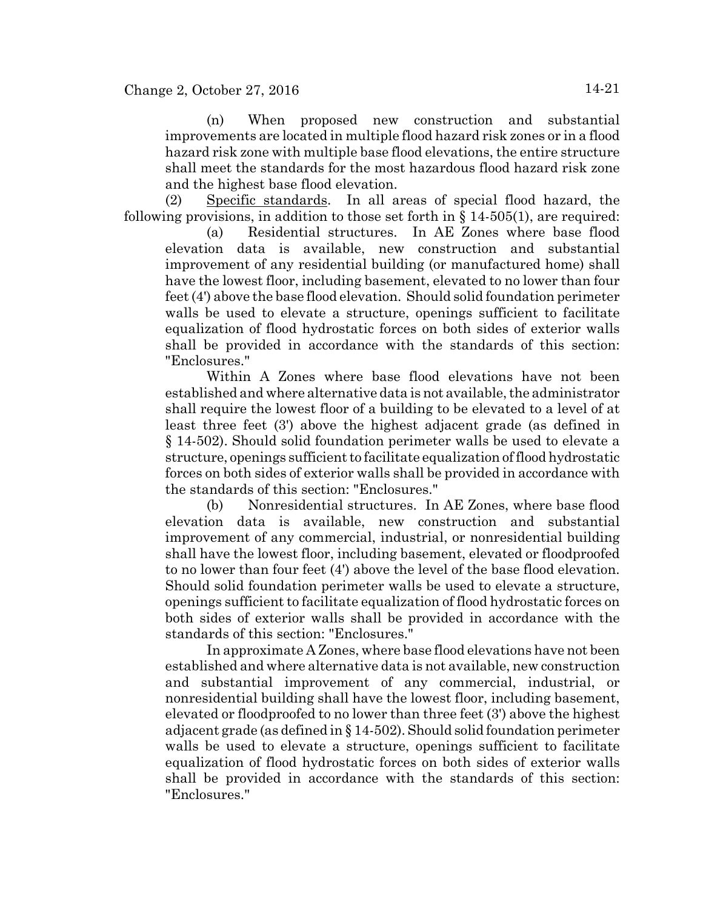(n) When proposed new construction and substantial improvements are located in multiple flood hazard risk zones or in a flood hazard risk zone with multiple base flood elevations, the entire structure shall meet the standards for the most hazardous flood hazard risk zone and the highest base flood elevation.

(2) Specific standards. In all areas of special flood hazard, the following provisions, in addition to those set forth in § 14-505(1), are required:

(a) Residential structures. In AE Zones where base flood elevation data is available, new construction and substantial improvement of any residential building (or manufactured home) shall have the lowest floor, including basement, elevated to no lower than four feet (4') above the base flood elevation. Should solid foundation perimeter walls be used to elevate a structure, openings sufficient to facilitate equalization of flood hydrostatic forces on both sides of exterior walls shall be provided in accordance with the standards of this section: "Enclosures."

Within A Zones where base flood elevations have not been established and where alternative data is not available, the administrator shall require the lowest floor of a building to be elevated to a level of at least three feet (3') above the highest adjacent grade (as defined in § 14-502). Should solid foundation perimeter walls be used to elevate a structure, openings sufficient to facilitate equalization of flood hydrostatic forces on both sides of exterior walls shall be provided in accordance with the standards of this section: "Enclosures."

(b) Nonresidential structures. In AE Zones, where base flood elevation data is available, new construction and substantial improvement of any commercial, industrial, or nonresidential building shall have the lowest floor, including basement, elevated or floodproofed to no lower than four feet (4') above the level of the base flood elevation. Should solid foundation perimeter walls be used to elevate a structure, openings sufficient to facilitate equalization of flood hydrostatic forces on both sides of exterior walls shall be provided in accordance with the standards of this section: "Enclosures."

In approximate A Zones, where base flood elevations have not been established and where alternative data is not available, new construction and substantial improvement of any commercial, industrial, or nonresidential building shall have the lowest floor, including basement, elevated or floodproofed to no lower than three feet (3') above the highest adjacent grade (as defined in § 14-502). Should solid foundation perimeter walls be used to elevate a structure, openings sufficient to facilitate equalization of flood hydrostatic forces on both sides of exterior walls shall be provided in accordance with the standards of this section: "Enclosures."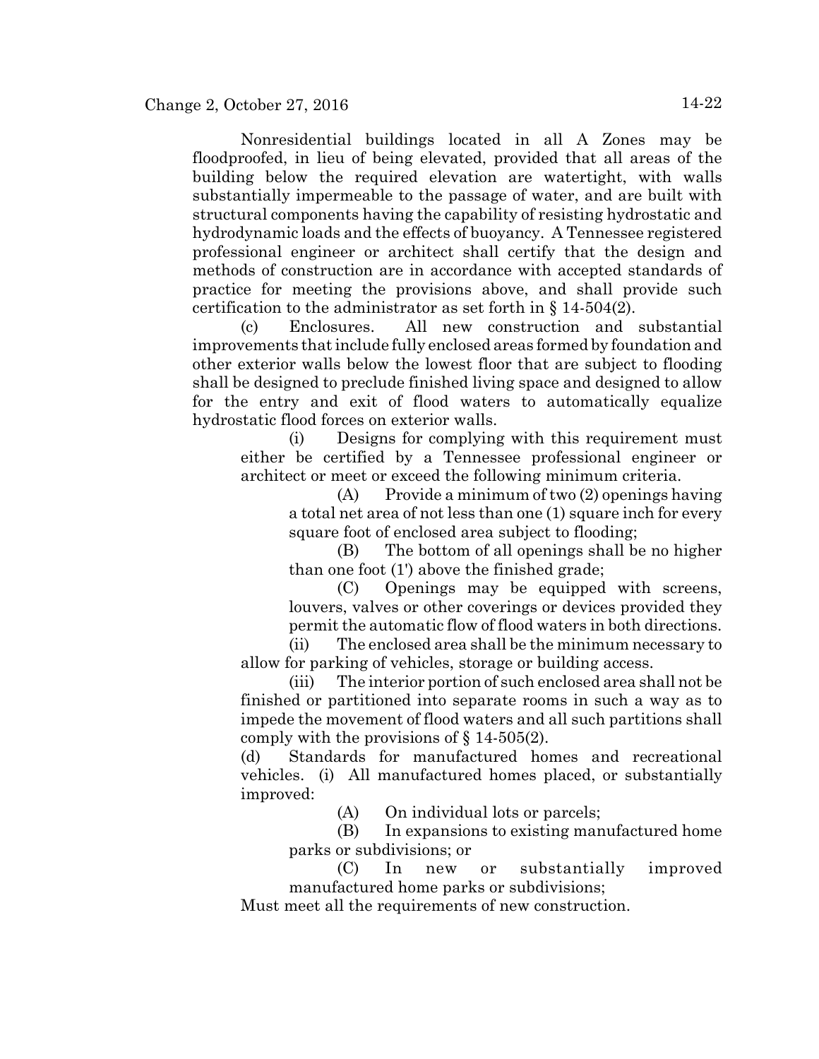Nonresidential buildings located in all A Zones may be floodproofed, in lieu of being elevated, provided that all areas of the building below the required elevation are watertight, with walls substantially impermeable to the passage of water, and are built with structural components having the capability of resisting hydrostatic and hydrodynamic loads and the effects of buoyancy. A Tennessee registered professional engineer or architect shall certify that the design and methods of construction are in accordance with accepted standards of practice for meeting the provisions above, and shall provide such certification to the administrator as set forth in § 14-504(2).

(c) Enclosures. All new construction and substantial improvements that include fully enclosed areas formed by foundation and other exterior walls below the lowest floor that are subject to flooding shall be designed to preclude finished living space and designed to allow for the entry and exit of flood waters to automatically equalize hydrostatic flood forces on exterior walls.

(i) Designs for complying with this requirement must either be certified by a Tennessee professional engineer or architect or meet or exceed the following minimum criteria.

(A) Provide a minimum of two (2) openings having a total net area of not less than one (1) square inch for every square foot of enclosed area subject to flooding;

(B) The bottom of all openings shall be no higher than one foot (1') above the finished grade;

(C) Openings may be equipped with screens, louvers, valves or other coverings or devices provided they permit the automatic flow of flood waters in both directions.

(ii) The enclosed area shall be the minimum necessary to allow for parking of vehicles, storage or building access.

(iii) The interior portion of such enclosed area shall not be finished or partitioned into separate rooms in such a way as to impede the movement of flood waters and all such partitions shall comply with the provisions of § 14-505(2).

(d) Standards for manufactured homes and recreational vehicles. (i) All manufactured homes placed, or substantially improved:

(A) On individual lots or parcels;

(B) In expansions to existing manufactured home parks or subdivisions; or

(C) In new or substantially improved manufactured home parks or subdivisions;

Must meet all the requirements of new construction.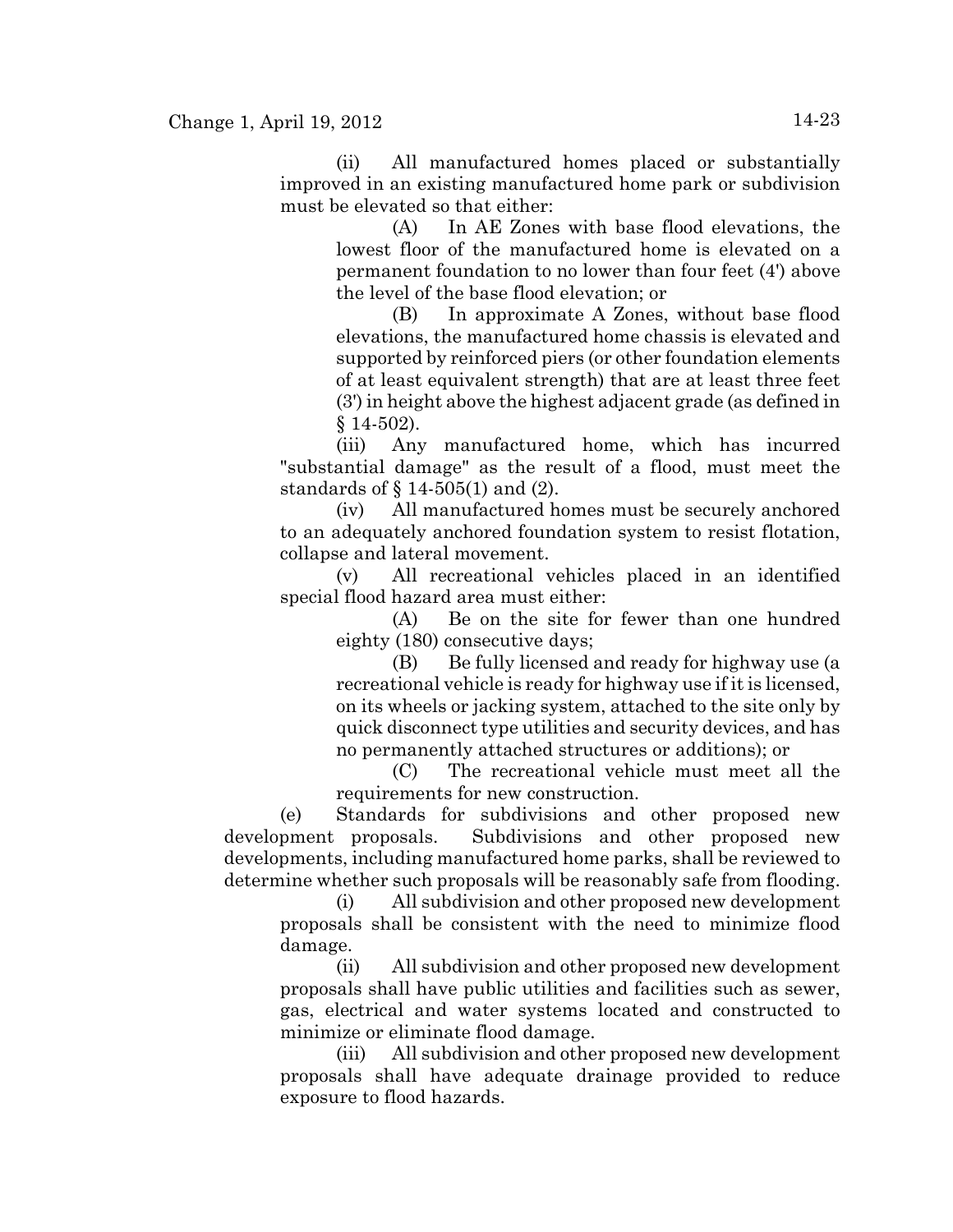(ii) All manufactured homes placed or substantially improved in an existing manufactured home park or subdivision must be elevated so that either:

(A) In AE Zones with base flood elevations, the lowest floor of the manufactured home is elevated on a permanent foundation to no lower than four feet (4') above the level of the base flood elevation; or

(B) In approximate A Zones, without base flood elevations, the manufactured home chassis is elevated and supported by reinforced piers (or other foundation elements of at least equivalent strength) that are at least three feet (3') in height above the highest adjacent grade (as defined in § 14-502).

(iii) Any manufactured home, which has incurred "substantial damage" as the result of a flood, must meet the standards of § 14-505(1) and (2).

(iv) All manufactured homes must be securely anchored to an adequately anchored foundation system to resist flotation, collapse and lateral movement.

(v) All recreational vehicles placed in an identified special flood hazard area must either:

(A) Be on the site for fewer than one hundred eighty (180) consecutive days;

(B) Be fully licensed and ready for highway use (a recreational vehicle is ready for highway use if it is licensed, on its wheels or jacking system, attached to the site only by quick disconnect type utilities and security devices, and has no permanently attached structures or additions); or

(C) The recreational vehicle must meet all the requirements for new construction.

(e) Standards for subdivisions and other proposed new development proposals. Subdivisions and other proposed new developments, including manufactured home parks, shall be reviewed to determine whether such proposals will be reasonably safe from flooding.

(i) All subdivision and other proposed new development proposals shall be consistent with the need to minimize flood damage.

(ii) All subdivision and other proposed new development proposals shall have public utilities and facilities such as sewer, gas, electrical and water systems located and constructed to minimize or eliminate flood damage.

(iii) All subdivision and other proposed new development proposals shall have adequate drainage provided to reduce exposure to flood hazards.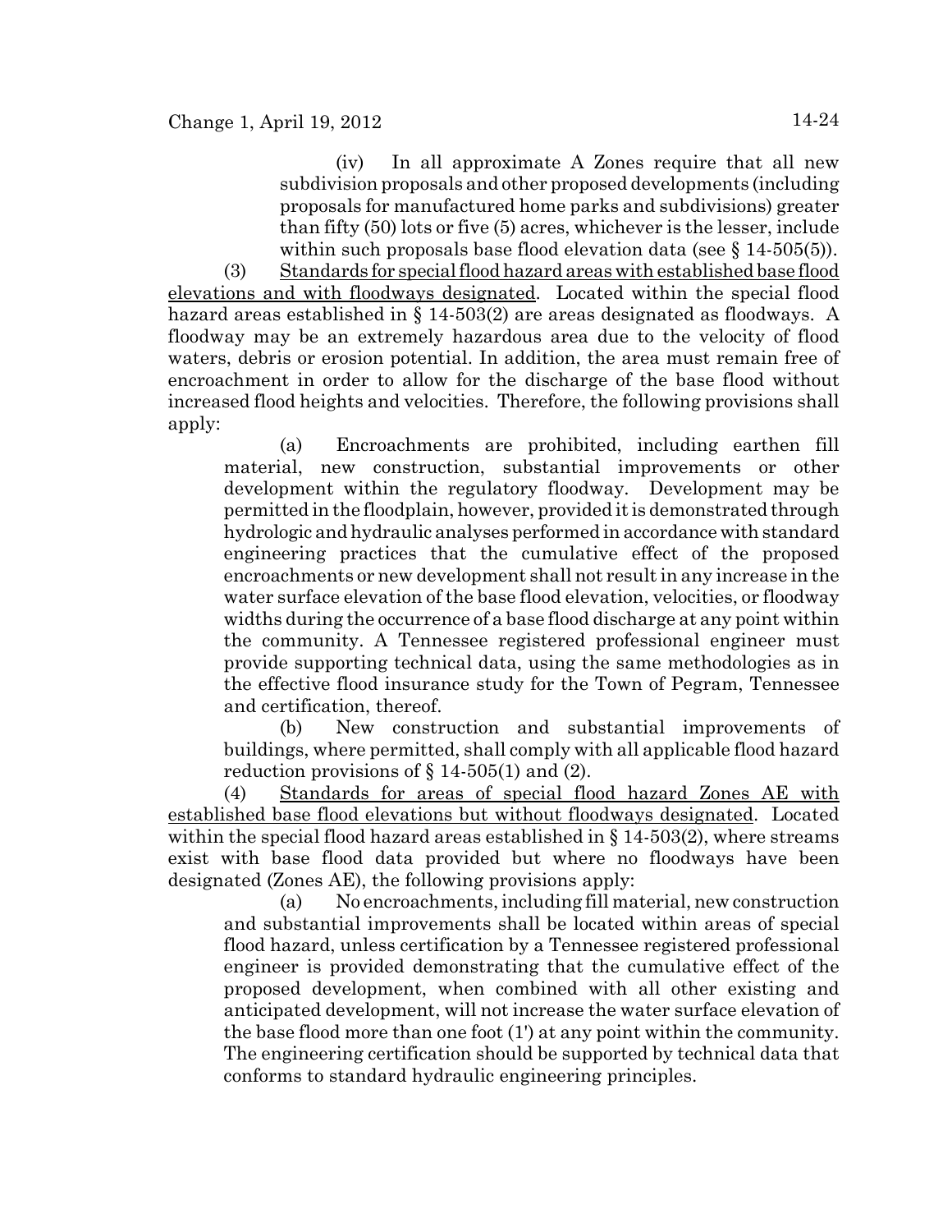(iv) In all approximate A Zones require that all new subdivision proposals and other proposed developments (including proposals for manufactured home parks and subdivisions) greater than fifty (50) lots or five (5) acres, whichever is the lesser, include within such proposals base flood elevation data (see § 14-505(5)).

(3) Standards for special flood hazard areas with established base flood elevations and with floodways designated. Located within the special flood hazard areas established in § 14-503(2) are areas designated as floodways. A floodway may be an extremely hazardous area due to the velocity of flood waters, debris or erosion potential. In addition, the area must remain free of encroachment in order to allow for the discharge of the base flood without increased flood heights and velocities. Therefore, the following provisions shall apply:

(a) Encroachments are prohibited, including earthen fill material, new construction, substantial improvements or other development within the regulatory floodway. Development may be permitted in the floodplain, however, provided it is demonstrated through hydrologic and hydraulic analyses performed in accordance with standard engineering practices that the cumulative effect of the proposed encroachments or new development shall not result in any increase in the water surface elevation of the base flood elevation, velocities, or floodway widths during the occurrence of a base flood discharge at any point within the community. A Tennessee registered professional engineer must provide supporting technical data, using the same methodologies as in the effective flood insurance study for the Town of Pegram, Tennessee and certification, thereof.

(b) New construction and substantial improvements of buildings, where permitted, shall comply with all applicable flood hazard reduction provisions of § 14-505(1) and (2).

(4) Standards for areas of special flood hazard Zones AE with established base flood elevations but without floodways designated. Located within the special flood hazard areas established in § 14-503(2), where streams exist with base flood data provided but where no floodways have been designated (Zones AE), the following provisions apply:

(a) No encroachments, including fill material, new construction and substantial improvements shall be located within areas of special flood hazard, unless certification by a Tennessee registered professional engineer is provided demonstrating that the cumulative effect of the proposed development, when combined with all other existing and anticipated development, will not increase the water surface elevation of the base flood more than one foot (1') at any point within the community. The engineering certification should be supported by technical data that conforms to standard hydraulic engineering principles.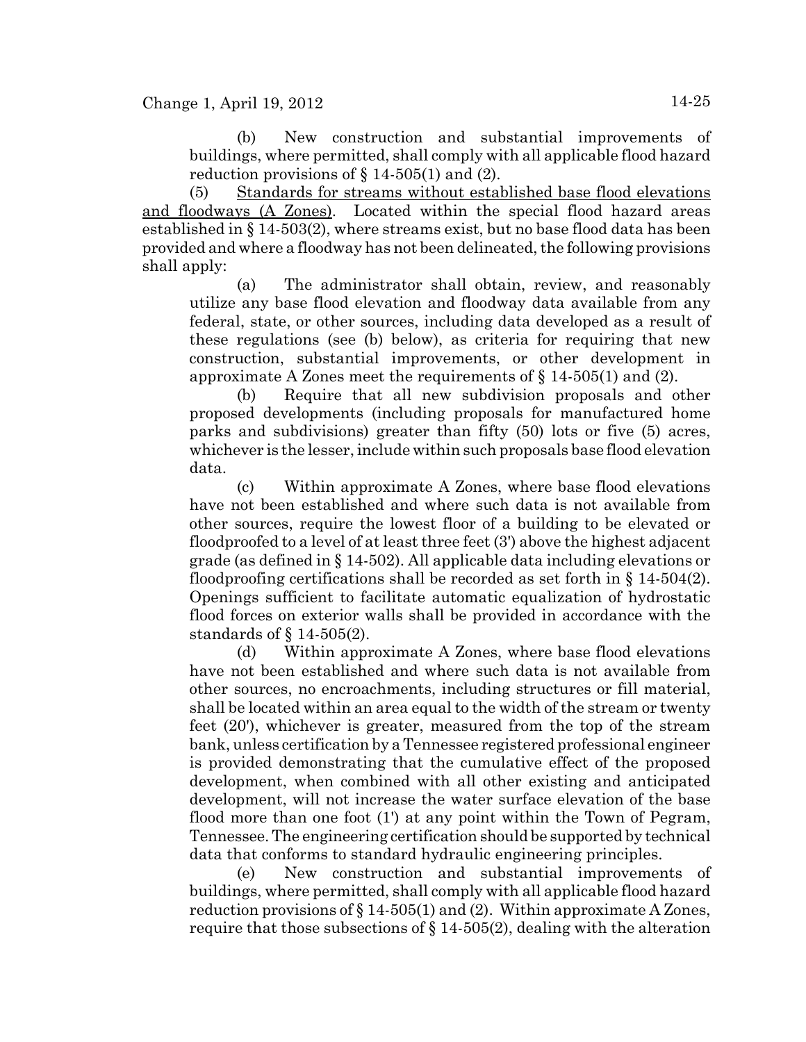(b) New construction and substantial improvements of buildings, where permitted, shall comply with all applicable flood hazard reduction provisions of § 14-505(1) and (2).

(5) Standards for streams without established base flood elevations and floodways (A Zones). Located within the special flood hazard areas established in § 14-503(2), where streams exist, but no base flood data has been provided and where a floodway has not been delineated, the following provisions shall apply:

(a) The administrator shall obtain, review, and reasonably utilize any base flood elevation and floodway data available from any federal, state, or other sources, including data developed as a result of these regulations (see (b) below), as criteria for requiring that new construction, substantial improvements, or other development in approximate A Zones meet the requirements of § 14-505(1) and (2).

(b) Require that all new subdivision proposals and other proposed developments (including proposals for manufactured home parks and subdivisions) greater than fifty (50) lots or five (5) acres, whichever is the lesser, include within such proposals base flood elevation data.

(c) Within approximate A Zones, where base flood elevations have not been established and where such data is not available from other sources, require the lowest floor of a building to be elevated or floodproofed to a level of at least three feet (3') above the highest adjacent grade (as defined in § 14-502). All applicable data including elevations or floodproofing certifications shall be recorded as set forth in § 14-504(2). Openings sufficient to facilitate automatic equalization of hydrostatic flood forces on exterior walls shall be provided in accordance with the standards of § 14-505(2).

(d) Within approximate A Zones, where base flood elevations have not been established and where such data is not available from other sources, no encroachments, including structures or fill material, shall be located within an area equal to the width of the stream or twenty feet (20'), whichever is greater, measured from the top of the stream bank, unless certification by a Tennessee registered professional engineer is provided demonstrating that the cumulative effect of the proposed development, when combined with all other existing and anticipated development, will not increase the water surface elevation of the base flood more than one foot (1') at any point within the Town of Pegram, Tennessee. The engineering certification should be supported by technical data that conforms to standard hydraulic engineering principles.

(e) New construction and substantial improvements of buildings, where permitted, shall comply with all applicable flood hazard reduction provisions of § 14-505(1) and (2). Within approximate A Zones, require that those subsections of § 14-505(2), dealing with the alteration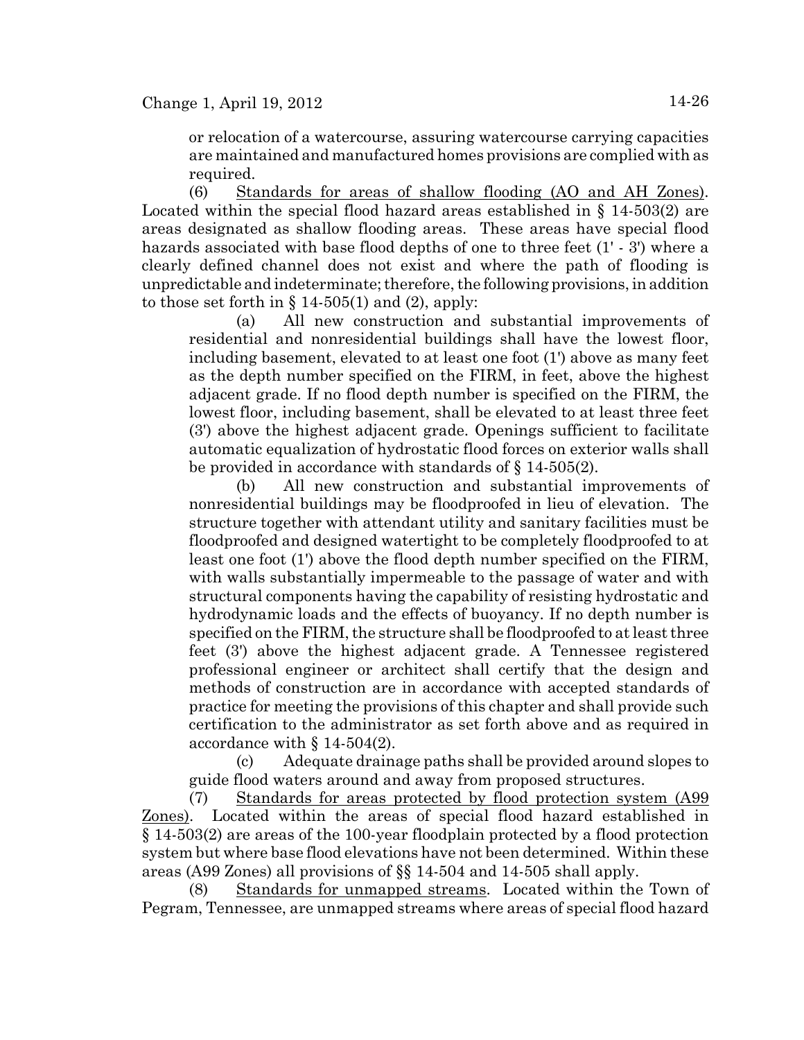or relocation of a watercourse, assuring watercourse carrying capacities are maintained and manufactured homes provisions are complied with as required.

(6) Standards for areas of shallow flooding (AO and AH Zones). Located within the special flood hazard areas established in § 14-503(2) are areas designated as shallow flooding areas. These areas have special flood hazards associated with base flood depths of one to three feet (1' - 3') where a clearly defined channel does not exist and where the path of flooding is unpredictable and indeterminate; therefore, the following provisions, in addition to those set forth in § 14-505(1) and (2), apply:

(a) All new construction and substantial improvements of residential and nonresidential buildings shall have the lowest floor, including basement, elevated to at least one foot (1') above as many feet as the depth number specified on the FIRM, in feet, above the highest adjacent grade. If no flood depth number is specified on the FIRM, the lowest floor, including basement, shall be elevated to at least three feet (3') above the highest adjacent grade. Openings sufficient to facilitate automatic equalization of hydrostatic flood forces on exterior walls shall be provided in accordance with standards of § 14-505(2).

(b) All new construction and substantial improvements of nonresidential buildings may be floodproofed in lieu of elevation. The structure together with attendant utility and sanitary facilities must be floodproofed and designed watertight to be completely floodproofed to at least one foot (1') above the flood depth number specified on the FIRM, with walls substantially impermeable to the passage of water and with structural components having the capability of resisting hydrostatic and hydrodynamic loads and the effects of buoyancy. If no depth number is specified on the FIRM, the structure shall be floodproofed to at least three feet (3') above the highest adjacent grade. A Tennessee registered professional engineer or architect shall certify that the design and methods of construction are in accordance with accepted standards of practice for meeting the provisions of this chapter and shall provide such certification to the administrator as set forth above and as required in accordance with § 14-504(2).

(c) Adequate drainage paths shall be provided around slopes to guide flood waters around and away from proposed structures.

(7) Standards for areas protected by flood protection system (A99 Zones). Located within the areas of special flood hazard established in § 14-503(2) are areas of the 100-year floodplain protected by a flood protection system but where base flood elevations have not been determined. Within these areas (A99 Zones) all provisions of §§ 14-504 and 14-505 shall apply.

(8) Standards for unmapped streams. Located within the Town of Pegram, Tennessee, are unmapped streams where areas of special flood hazard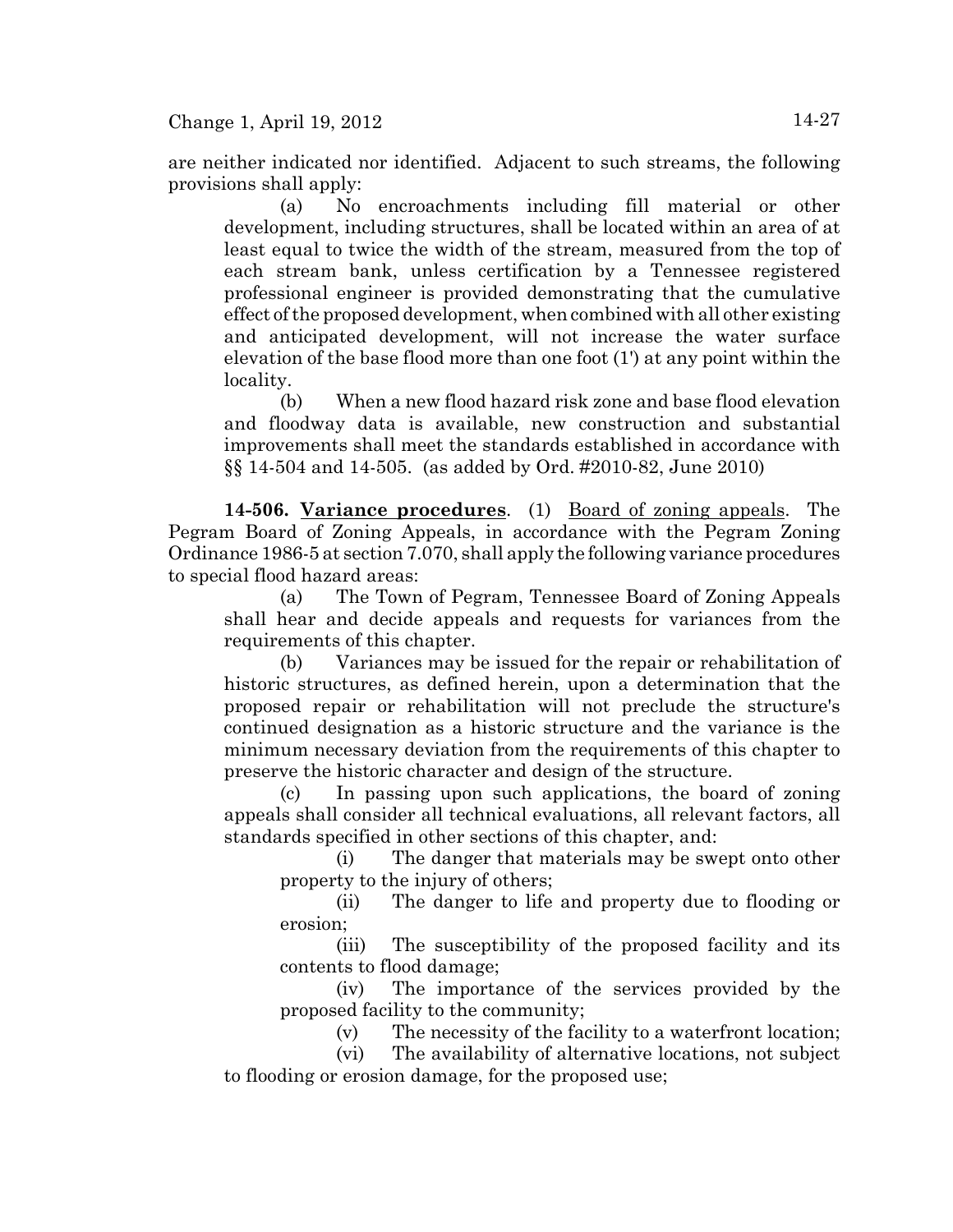are neither indicated nor identified. Adjacent to such streams, the following provisions shall apply:

(a) No encroachments including fill material or other development, including structures, shall be located within an area of at least equal to twice the width of the stream, measured from the top of each stream bank, unless certification by a Tennessee registered professional engineer is provided demonstrating that the cumulative effect of the proposed development, when combined with all other existing and anticipated development, will not increase the water surface elevation of the base flood more than one foot (1') at any point within the locality.

(b) When a new flood hazard risk zone and base flood elevation and floodway data is available, new construction and substantial improvements shall meet the standards established in accordance with §§ 14-504 and 14-505. (as added by Ord. #2010-82, June 2010)

**14-506. Variance procedures**. (1) Board of zoning appeals. The Pegram Board of Zoning Appeals, in accordance with the Pegram Zoning Ordinance 1986-5 at section 7.070, shall apply the following variance procedures to special flood hazard areas:

(a) The Town of Pegram, Tennessee Board of Zoning Appeals shall hear and decide appeals and requests for variances from the requirements of this chapter.

(b) Variances may be issued for the repair or rehabilitation of historic structures, as defined herein, upon a determination that the proposed repair or rehabilitation will not preclude the structure's continued designation as a historic structure and the variance is the minimum necessary deviation from the requirements of this chapter to preserve the historic character and design of the structure.

(c) In passing upon such applications, the board of zoning appeals shall consider all technical evaluations, all relevant factors, all standards specified in other sections of this chapter, and:

(i) The danger that materials may be swept onto other property to the injury of others;

(ii) The danger to life and property due to flooding or erosion;

(iii) The susceptibility of the proposed facility and its contents to flood damage;

(iv) The importance of the services provided by the proposed facility to the community;

(v) The necessity of the facility to a waterfront location;

(vi) The availability of alternative locations, not subject to flooding or erosion damage, for the proposed use;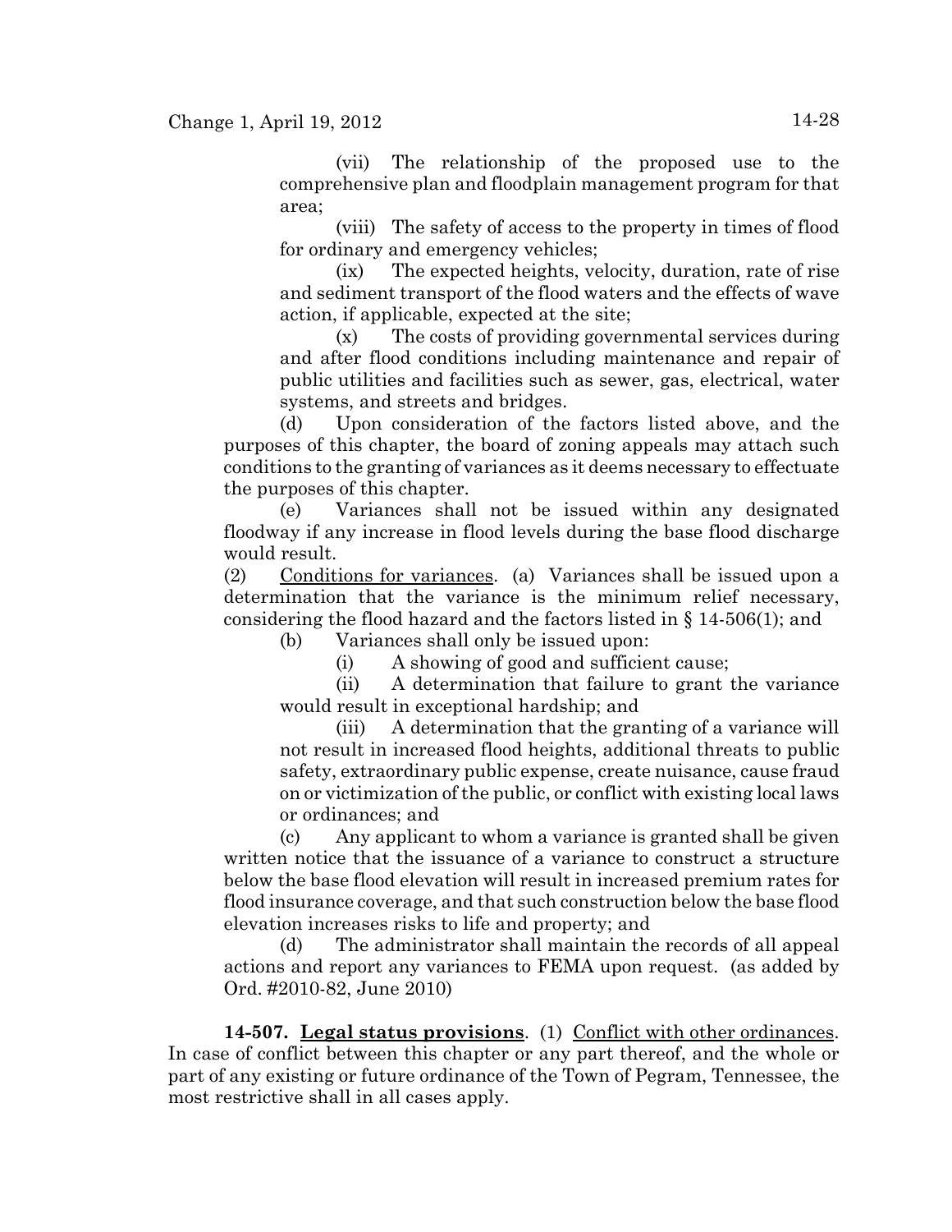(vii) The relationship of the proposed use to the comprehensive plan and floodplain management program for that area;

(viii) The safety of access to the property in times of flood for ordinary and emergency vehicles;

(ix) The expected heights, velocity, duration, rate of rise and sediment transport of the flood waters and the effects of wave action, if applicable, expected at the site;

(x) The costs of providing governmental services during and after flood conditions including maintenance and repair of public utilities and facilities such as sewer, gas, electrical, water systems, and streets and bridges.

(d) Upon consideration of the factors listed above, and the purposes of this chapter, the board of zoning appeals may attach such conditions to the granting of variances as it deems necessary to effectuate the purposes of this chapter.

(e) Variances shall not be issued within any designated floodway if any increase in flood levels during the base flood discharge would result.

(2) <u>Conditions for variances</u>. (a) Variances shall be issued upon a determination that the variance is the minimum relief necessary, considering the flood hazard and the factors listed in § 14-506(1); and

(b) Variances shall only be issued upon:

(i) A showing of good and sufficient cause;

(ii) A determination that failure to grant the variance would result in exceptional hardship; and

(iii) A determination that the granting of a variance will not result in increased flood heights, additional threats to public safety, extraordinary public expense, create nuisance, cause fraud on or victimization of the public, or conflict with existing local laws or ordinances; and

(c) Any applicant to whom a variance is granted shall be given written notice that the issuance of a variance to construct a structure below the base flood elevation will result in increased premium rates for flood insurance coverage, and that such construction below the base flood elevation increases risks to life and property; and

(d) The administrator shall maintain the records of all appeal actions and report any variances to FEMA upon request. (as added by Ord. #2010-82, June 2010)

**14-507. <u>Legal status provisions</u>**. (1) <u>Conflict with other ordinances</u>. In case of conflict between this chapter or any part thereof, and the whole or part of any existing or future ordinance of the Town of Pegram, Tennessee, the most restrictive shall in all cases apply.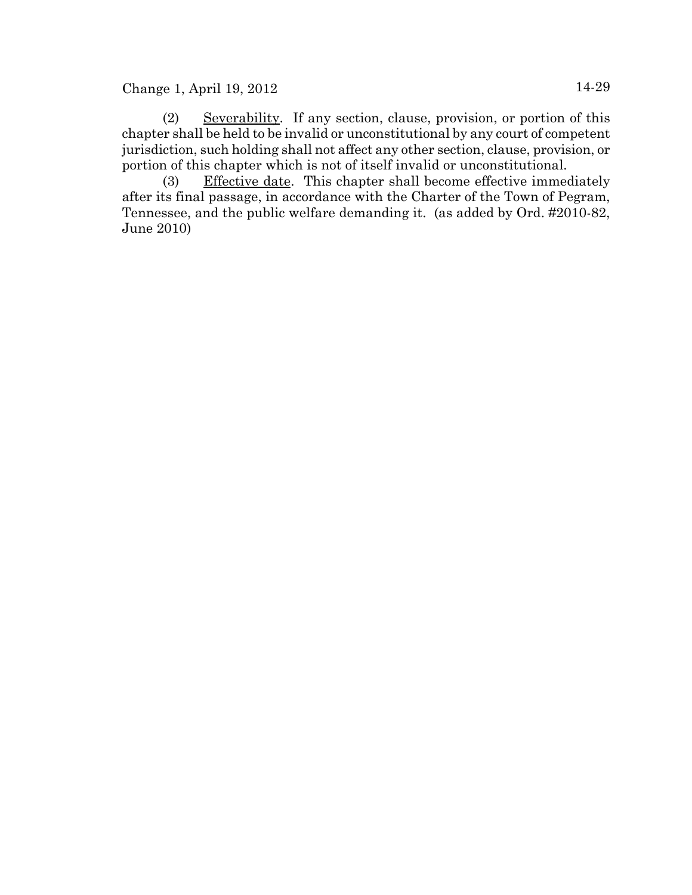(2) Severability. If any section, clause, provision, or portion of this chapter shall be held to be invalid or unconstitutional by any court of competent jurisdiction, such holding shall not affect any other section, clause, provision, or portion of this chapter which is not of itself invalid or unconstitutional.

(3) Effective date. This chapter shall become effective immediately after its final passage, in accordance with the Charter of the Town of Pegram, Tennessee, and the public welfare demanding it. (as added by Ord. #2010-82, June 2010)